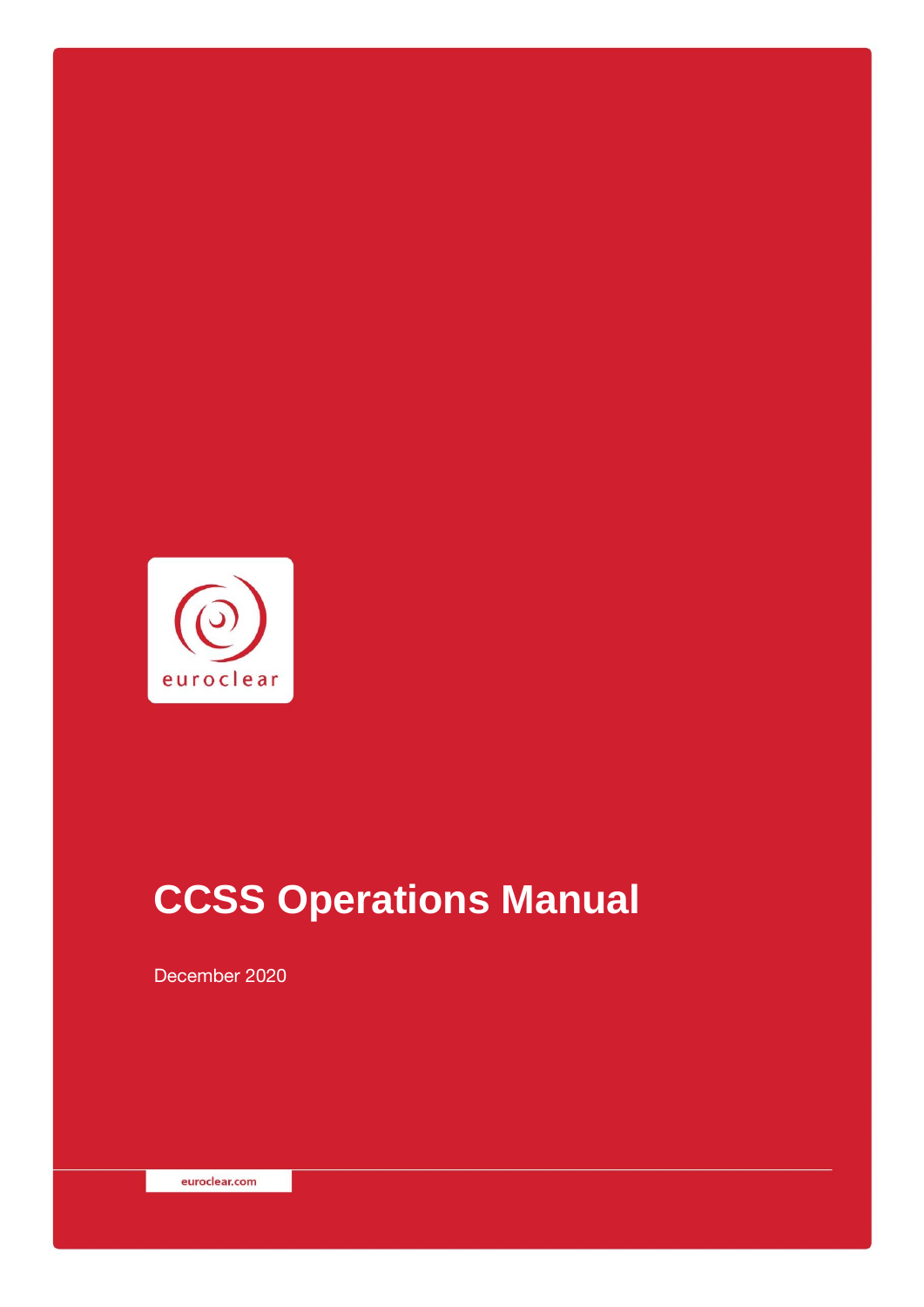# CCSS Operations Manual

December 2020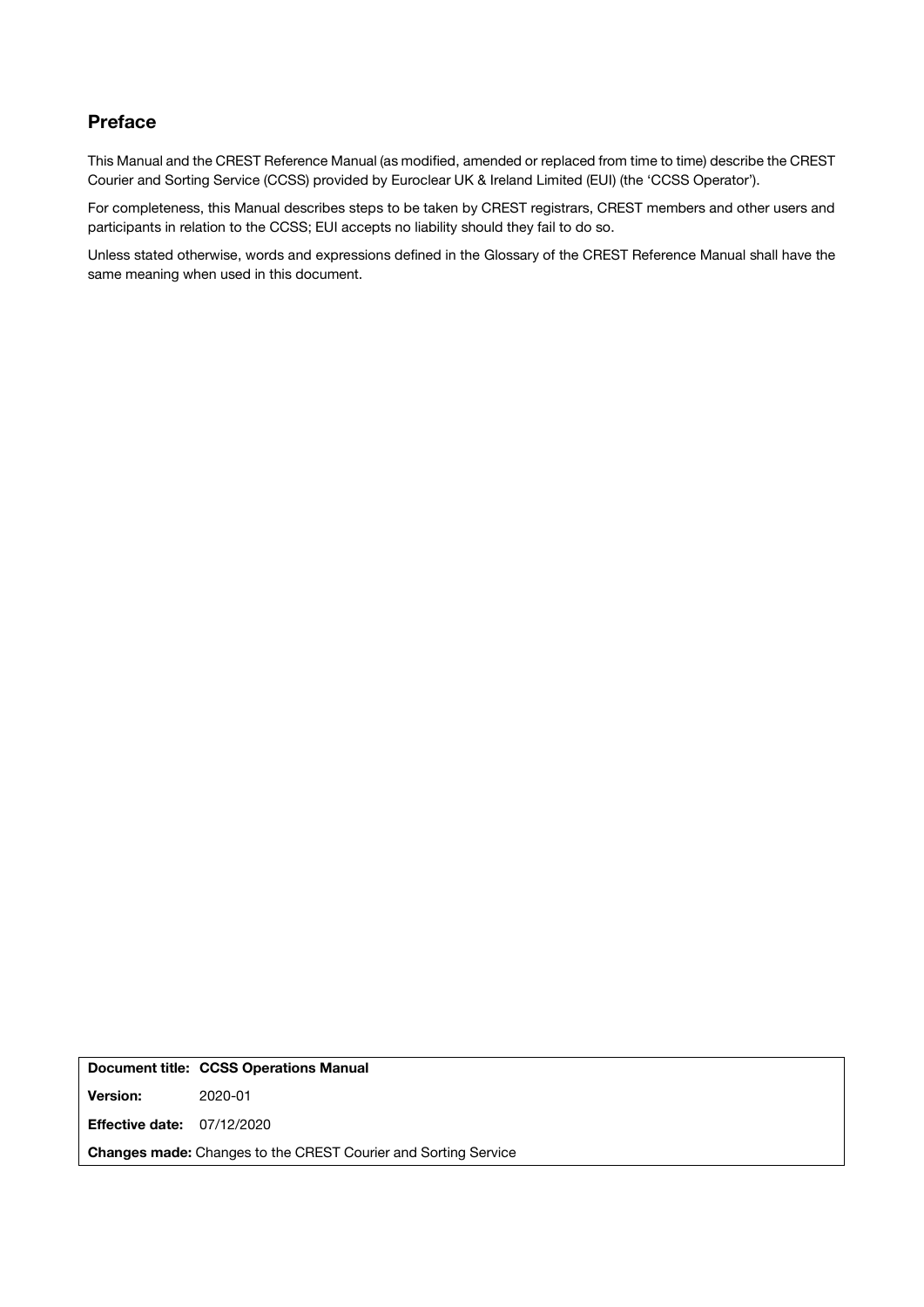## Preface

This Manual and the CREST Reference Manual (as modified, amended or replaced from time to time) describe the CREST Courier and Sorting Service (CCSS) provided by Euroclear UK & Ireland Limited (EUI) (the 'CCSS Operator').

For completeness, this Manual describes steps to be taken by CREST registrars, CREST members and other users and participants in relation to the CCSS; EUI accepts no liability should they fail to do so.

Unless stated otherwise, words and expressions defined in the Glossary of the CREST Reference Manual shall have the same meaning when used in this document.

| | |
|---|---|
| **Document title:** | **CCSS Operations Manual** |
| **Version:** | 2020-01 |
| **Effective date:** | 07/12/2020 |
| **Changes made:** Changes to the CREST Courier and Sorting Service | |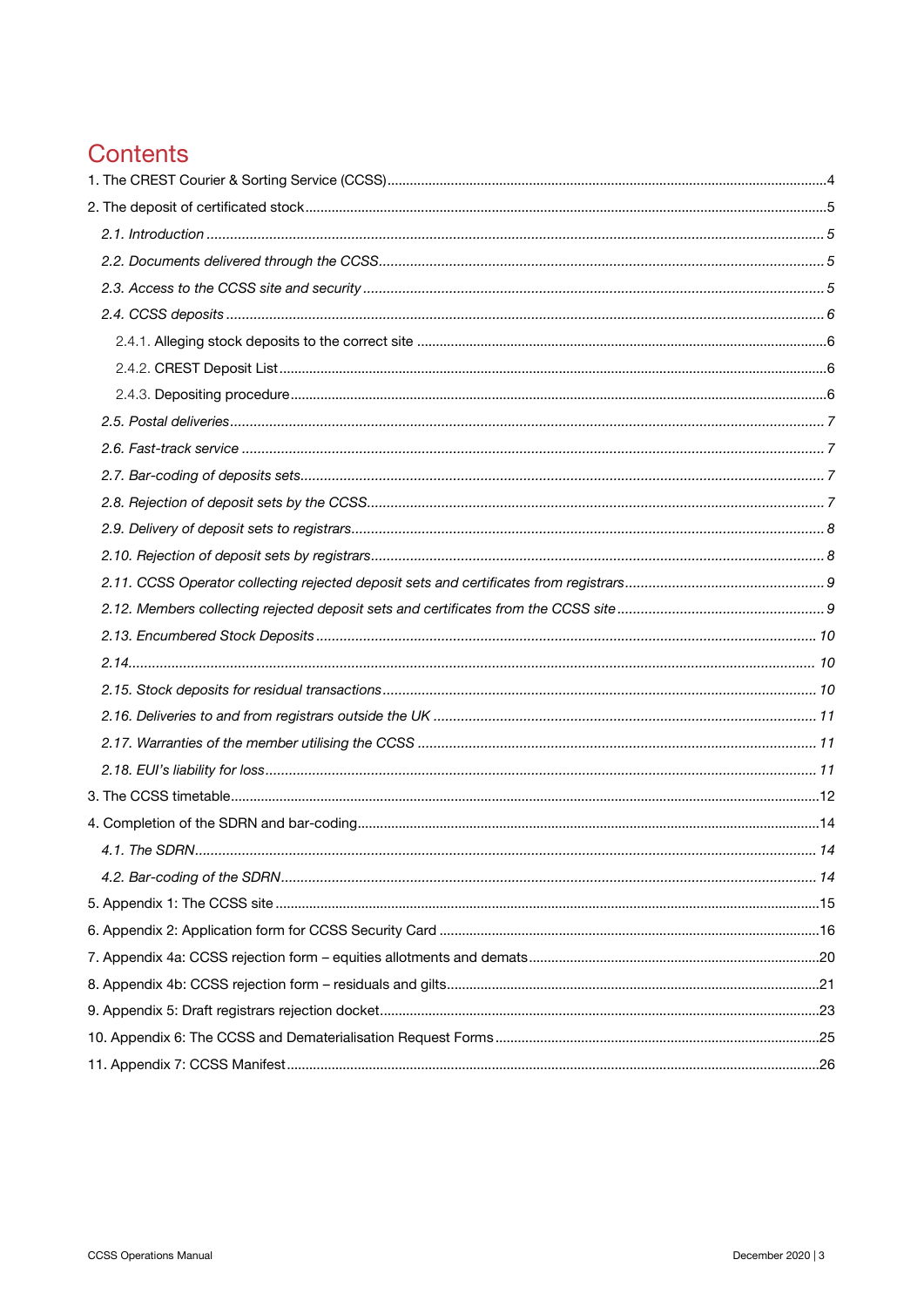# Contents

1. The CREST Courier & Sorting Service (CCSS) .......... 4
2. The deposit of certificated stock .......... 5
   - *2.1. Introduction .......... 5*
   - *2.2. Documents delivered through the CCSS .......... 5*
   - *2.3. Access to the CCSS site and security .......... 5*
   - *2.4. CCSS deposits .......... 6*
     - 2.4.1. Alleging stock deposits to the correct site .......... 6
     - 2.4.2. CREST Deposit List .......... 6
     - 2.4.3. Depositing procedure .......... 6
   - *2.5. Postal deliveries .......... 7*
   - *2.6. Fast-track service .......... 7*
   - *2.7. Bar-coding of deposits sets .......... 7*
   - *2.8. Rejection of deposit sets by the CCSS .......... 7*
   - *2.9. Delivery of deposit sets to registrars .......... 8*
   - *2.10. Rejection of deposit sets by registrars .......... 8*
   - *2.11. CCSS Operator collecting rejected deposit sets and certificates from registrars .......... 9*
   - *2.12. Members collecting rejected deposit sets and certificates from the CCSS site .......... 9*
   - *2.13. Encumbered Stock Deposits .......... 10*
   - *2.14. .......... 10*
   - *2.15. Stock deposits for residual transactions .......... 10*
   - *2.16. Deliveries to and from registrars outside the UK .......... 11*
   - *2.17. Warranties of the member utilising the CCSS .......... 11*
   - *2.18. EUI's liability for loss .......... 11*
3. The CCSS timetable .......... 12
4. Completion of the SDRN and bar-coding .......... 14
   - *4.1. The SDRN .......... 14*
   - *4.2. Bar-coding of the SDRN .......... 14*
5. Appendix 1: The CCSS site .......... 15
6. Appendix 2: Application form for CCSS Security Card .......... 16
7. Appendix 4a: CCSS rejection form – equities allotments and demats .......... 20
8. Appendix 4b: CCSS rejection form – residuals and gilts .......... 21
9. Appendix 5: Draft registrars rejection docket .......... 23
10. Appendix 6: The CCSS and Dematerialisation Request Forms .......... 25
11. Appendix 7: CCSS Manifest .......... 26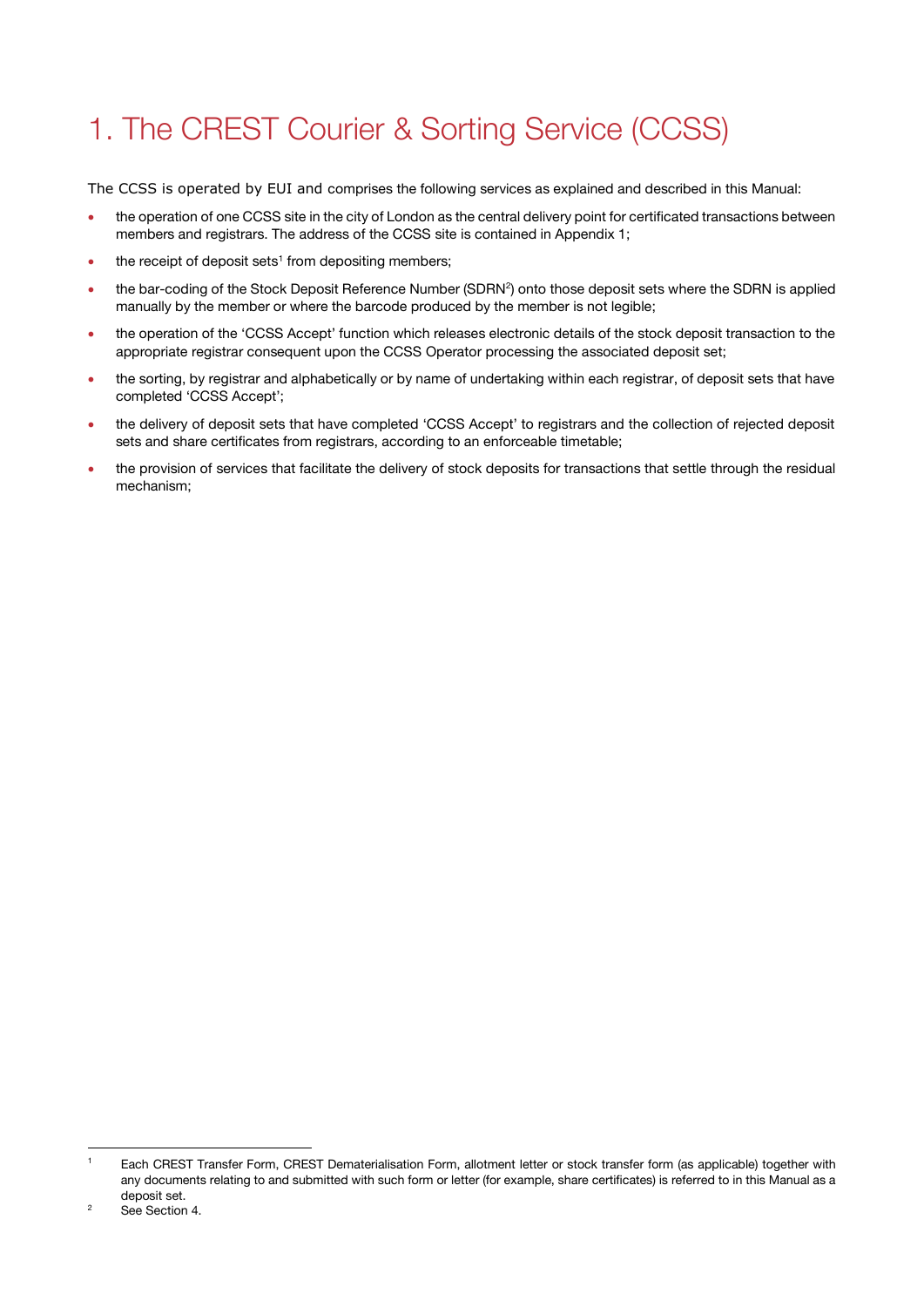# 1. The CREST Courier & Sorting Service (CCSS)

The CCSS is operated by EUI and comprises the following services as explained and described in this Manual:

- the operation of one CCSS site in the city of London as the central delivery point for certificated transactions between members and registrars. The address of the CCSS site is contained in Appendix 1;
- the receipt of deposit sets[1] from depositing members;
- the bar-coding of the Stock Deposit Reference Number (SDRN[2]) onto those deposit sets where the SDRN is applied manually by the member or where the barcode produced by the member is not legible;
- the operation of the 'CCSS Accept' function which releases electronic details of the stock deposit transaction to the appropriate registrar consequent upon the CCSS Operator processing the associated deposit set;
- the sorting, by registrar and alphabetically or by name of undertaking within each registrar, of deposit sets that have completed 'CCSS Accept';
- the delivery of deposit sets that have completed 'CCSS Accept' to registrars and the collection of rejected deposit sets and share certificates from registrars, according to an enforceable timetable;
- the provision of services that facilitate the delivery of stock deposits for transactions that settle through the residual mechanism;

[1] Each CREST Transfer Form, CREST Dematerialisation Form, allotment letter or stock transfer form (as applicable) together with any documents relating to and submitted with such form or letter (for example, share certificates) is referred to in this Manual as a deposit set.

[2] See Section 4.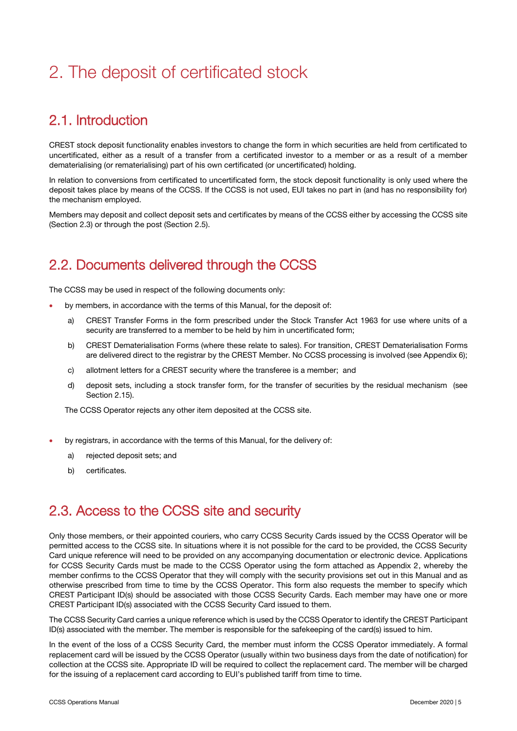# 2. The deposit of certificated stock

## 2.1. Introduction

CREST stock deposit functionality enables investors to change the form in which securities are held from certificated to uncertificated, either as a result of a transfer from a certificated investor to a member or as a result of a member dematerialising (or rematerialising) part of his own certificated (or uncertificated) holding.

In relation to conversions from certificated to uncertificated form, the stock deposit functionality is only used where the deposit takes place by means of the CCSS. If the CCSS is not used, EUI takes no part in (and has no responsibility for) the mechanism employed.

Members may deposit and collect deposit sets and certificates by means of the CCSS either by accessing the CCSS site (Section 2.3) or through the post (Section 2.5).

## 2.2. Documents delivered through the CCSS

The CCSS may be used in respect of the following documents only:

- by members, in accordance with the terms of this Manual, for the deposit of:
  - a) CREST Transfer Forms in the form prescribed under the Stock Transfer Act 1963 for use where units of a security are transferred to a member to be held by him in uncertificated form;
  - b) CREST Dematerialisation Forms (where these relate to sales). For transition, CREST Dematerialisation Forms are delivered direct to the registrar by the CREST Member. No CCSS processing is involved (see Appendix 6);
  - c) allotment letters for a CREST security where the transferee is a member; and
  - d) deposit sets, including a stock transfer form, for the transfer of securities by the residual mechanism (see Section 2.15).

  The CCSS Operator rejects any other item deposited at the CCSS site.

- by registrars, in accordance with the terms of this Manual, for the delivery of:
  - a) rejected deposit sets; and
  - b) certificates.

## 2.3. Access to the CCSS site and security

Only those members, or their appointed couriers, who carry CCSS Security Cards issued by the CCSS Operator will be permitted access to the CCSS site. In situations where it is not possible for the card to be provided, the CCSS Security Card unique reference will need to be provided on any accompanying documentation or electronic device. Applications for CCSS Security Cards must be made to the CCSS Operator using the form attached as Appendix 2, whereby the member confirms to the CCSS Operator that they will comply with the security provisions set out in this Manual and as otherwise prescribed from time to time by the CCSS Operator. This form also requests the member to specify which CREST Participant ID(s) should be associated with those CCSS Security Cards. Each member may have one or more CREST Participant ID(s) associated with the CCSS Security Card issued to them.

The CCSS Security Card carries a unique reference which is used by the CCSS Operator to identify the CREST Participant ID(s) associated with the member. The member is responsible for the safekeeping of the card(s) issued to him.

In the event of the loss of a CCSS Security Card, the member must inform the CCSS Operator immediately. A formal replacement card will be issued by the CCSS Operator (usually within two business days from the date of notification) for collection at the CCSS site. Appropriate ID will be required to collect the replacement card. The member will be charged for the issuing of a replacement card according to EUI's published tariff from time to time.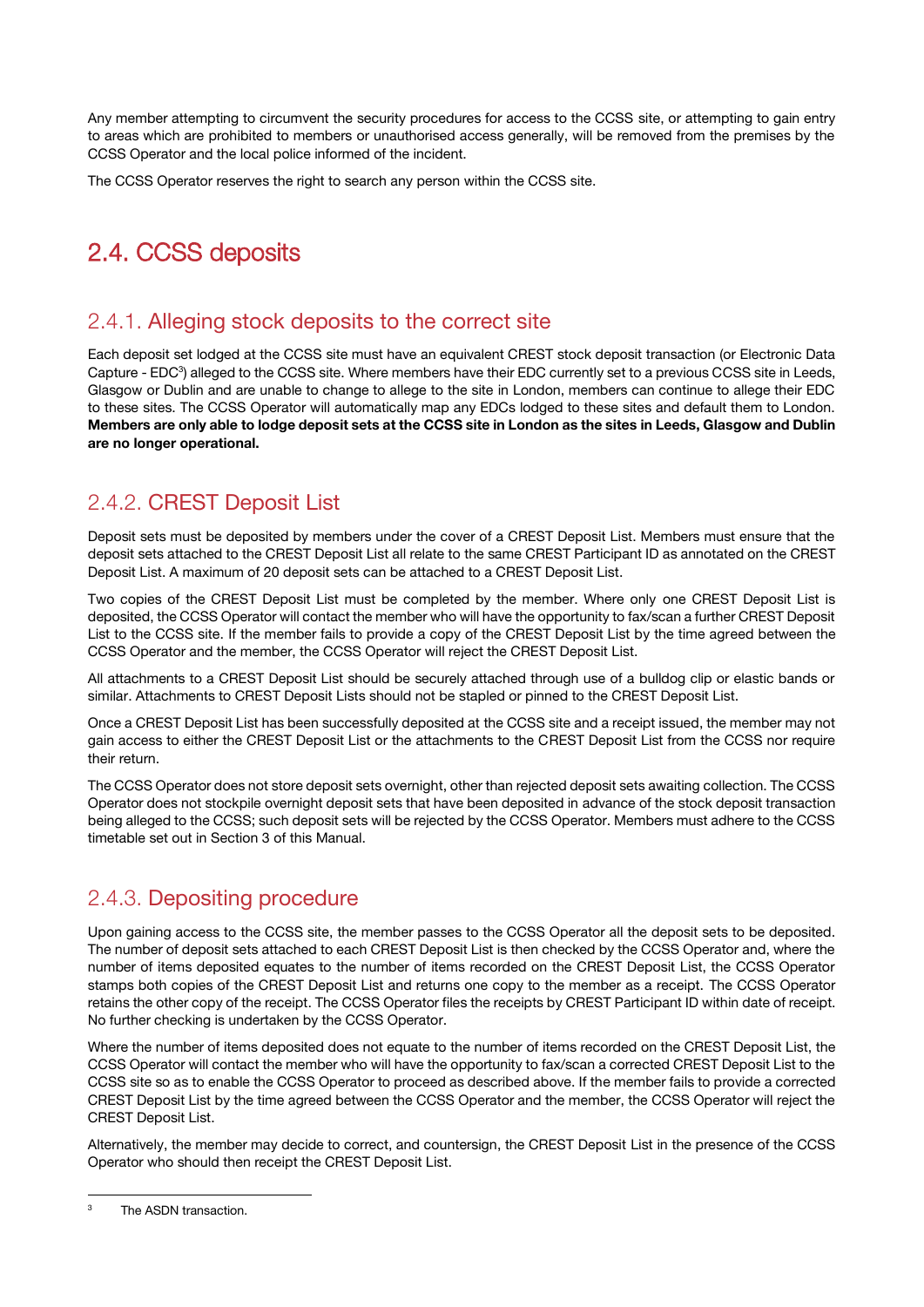Any member attempting to circumvent the security procedures for access to the CCSS site, or attempting to gain entry to areas which are prohibited to members or unauthorised access generally, will be removed from the premises by the CCSS Operator and the local police informed of the incident.

The CCSS Operator reserves the right to search any person within the CCSS site.

## 2.4. CCSS deposits

### 2.4.1. Alleging stock deposits to the correct site

Each deposit set lodged at the CCSS site must have an equivalent CREST stock deposit transaction (or Electronic Data Capture - EDC[3]) alleged to the CCSS site. Where members have their EDC currently set to a previous CCSS site in Leeds, Glasgow or Dublin and are unable to change to allege to the site in London, members can continue to allege their EDC to these sites. The CCSS Operator will automatically map any EDCs lodged to these sites and default them to London. **Members are only able to lodge deposit sets at the CCSS site in London as the sites in Leeds, Glasgow and Dublin are no longer operational.**

### 2.4.2. CREST Deposit List

Deposit sets must be deposited by members under the cover of a CREST Deposit List. Members must ensure that the deposit sets attached to the CREST Deposit List all relate to the same CREST Participant ID as annotated on the CREST Deposit List. A maximum of 20 deposit sets can be attached to a CREST Deposit List.

Two copies of the CREST Deposit List must be completed by the member. Where only one CREST Deposit List is deposited, the CCSS Operator will contact the member who will have the opportunity to fax/scan a further CREST Deposit List to the CCSS site. If the member fails to provide a copy of the CREST Deposit List by the time agreed between the CCSS Operator and the member, the CCSS Operator will reject the CREST Deposit List.

All attachments to a CREST Deposit List should be securely attached through use of a bulldog clip or elastic bands or similar. Attachments to CREST Deposit Lists should not be stapled or pinned to the CREST Deposit List.

Once a CREST Deposit List has been successfully deposited at the CCSS site and a receipt issued, the member may not gain access to either the CREST Deposit List or the attachments to the CREST Deposit List from the CCSS nor require their return.

The CCSS Operator does not store deposit sets overnight, other than rejected deposit sets awaiting collection. The CCSS Operator does not stockpile overnight deposit sets that have been deposited in advance of the stock deposit transaction being alleged to the CCSS; such deposit sets will be rejected by the CCSS Operator. Members must adhere to the CCSS timetable set out in Section 3 of this Manual.

### 2.4.3. Depositing procedure

Upon gaining access to the CCSS site, the member passes to the CCSS Operator all the deposit sets to be deposited. The number of deposit sets attached to each CREST Deposit List is then checked by the CCSS Operator and, where the number of items deposited equates to the number of items recorded on the CREST Deposit List, the CCSS Operator stamps both copies of the CREST Deposit List and returns one copy to the member as a receipt. The CCSS Operator retains the other copy of the receipt. The CCSS Operator files the receipts by CREST Participant ID within date of receipt. No further checking is undertaken by the CCSS Operator.

Where the number of items deposited does not equate to the number of items recorded on the CREST Deposit List, the CCSS Operator will contact the member who will have the opportunity to fax/scan a corrected CREST Deposit List to the CCSS site so as to enable the CCSS Operator to proceed as described above. If the member fails to provide a corrected CREST Deposit List by the time agreed between the CCSS Operator and the member, the CCSS Operator will reject the CREST Deposit List.

Alternatively, the member may decide to correct, and countersign, the CREST Deposit List in the presence of the CCSS Operator who should then receipt the CREST Deposit List.

[3] The ASDN transaction.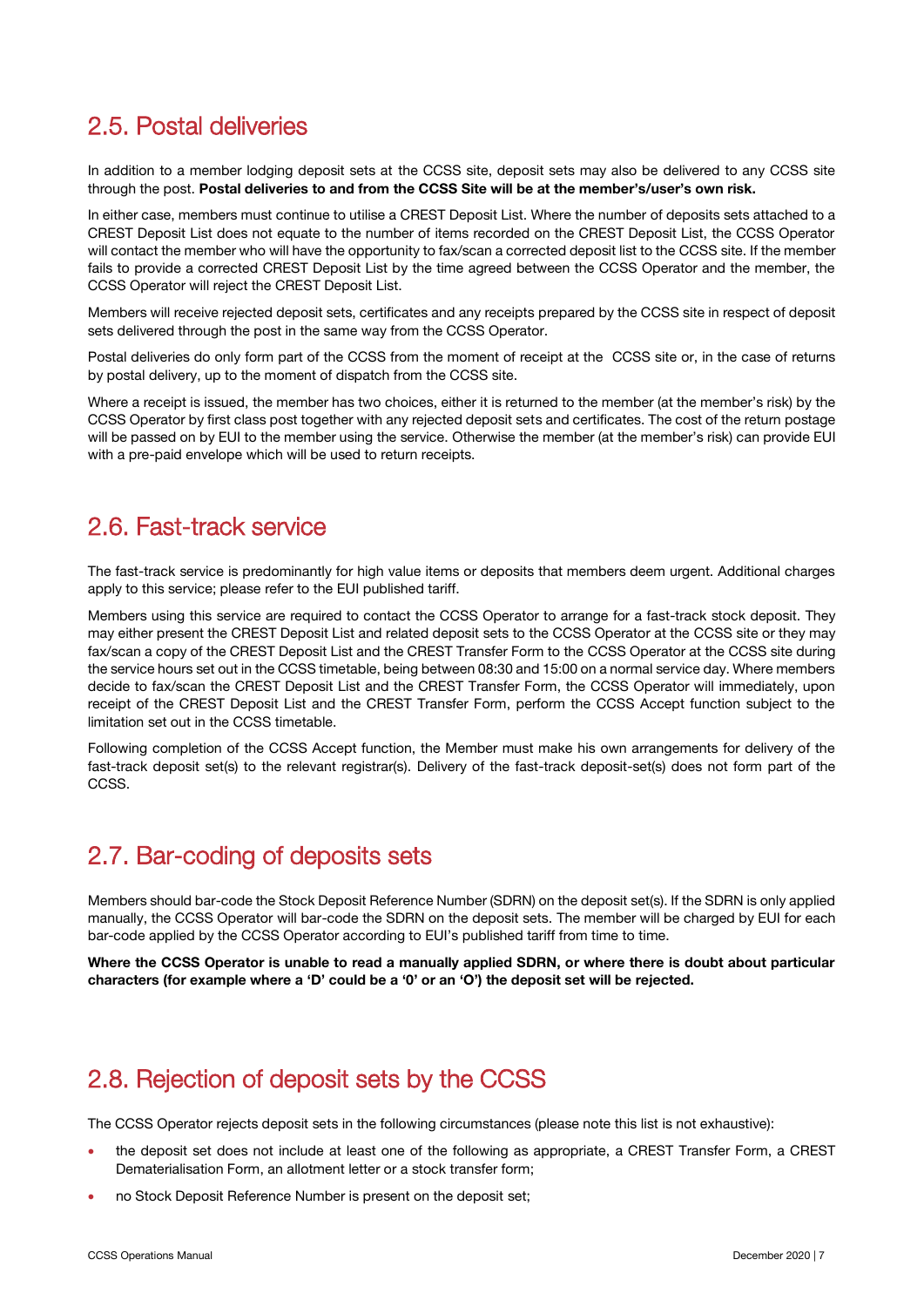## 2.5. Postal deliveries

In addition to a member lodging deposit sets at the CCSS site, deposit sets may also be delivered to any CCSS site through the post. **Postal deliveries to and from the CCSS Site will be at the member's/user's own risk.**

In either case, members must continue to utilise a CREST Deposit List. Where the number of deposits sets attached to a CREST Deposit List does not equate to the number of items recorded on the CREST Deposit List, the CCSS Operator will contact the member who will have the opportunity to fax/scan a corrected deposit list to the CCSS site. If the member fails to provide a corrected CREST Deposit List by the time agreed between the CCSS Operator and the member, the CCSS Operator will reject the CREST Deposit List.

Members will receive rejected deposit sets, certificates and any receipts prepared by the CCSS site in respect of deposit sets delivered through the post in the same way from the CCSS Operator.

Postal deliveries do only form part of the CCSS from the moment of receipt at the CCSS site or, in the case of returns by postal delivery, up to the moment of dispatch from the CCSS site.

Where a receipt is issued, the member has two choices, either it is returned to the member (at the member's risk) by the CCSS Operator by first class post together with any rejected deposit sets and certificates. The cost of the return postage will be passed on by EUI to the member using the service. Otherwise the member (at the member's risk) can provide EUI with a pre-paid envelope which will be used to return receipts.

## 2.6. Fast-track service

The fast-track service is predominantly for high value items or deposits that members deem urgent. Additional charges apply to this service; please refer to the EUI published tariff.

Members using this service are required to contact the CCSS Operator to arrange for a fast-track stock deposit. They may either present the CREST Deposit List and related deposit sets to the CCSS Operator at the CCSS site or they may fax/scan a copy of the CREST Deposit List and the CREST Transfer Form to the CCSS Operator at the CCSS site during the service hours set out in the CCSS timetable, being between 08:30 and 15:00 on a normal service day. Where members decide to fax/scan the CREST Deposit List and the CREST Transfer Form, the CCSS Operator will immediately, upon receipt of the CREST Deposit List and the CREST Transfer Form, perform the CCSS Accept function subject to the limitation set out in the CCSS timetable.

Following completion of the CCSS Accept function, the Member must make his own arrangements for delivery of the fast-track deposit set(s) to the relevant registrar(s). Delivery of the fast-track deposit-set(s) does not form part of the CCSS.

## 2.7. Bar-coding of deposits sets

Members should bar-code the Stock Deposit Reference Number (SDRN) on the deposit set(s). If the SDRN is only applied manually, the CCSS Operator will bar-code the SDRN on the deposit sets. The member will be charged by EUI for each bar-code applied by the CCSS Operator according to EUI's published tariff from time to time.

**Where the CCSS Operator is unable to read a manually applied SDRN, or where there is doubt about particular characters (for example where a 'D' could be a '0' or an 'O') the deposit set will be rejected.**

## 2.8. Rejection of deposit sets by the CCSS

The CCSS Operator rejects deposit sets in the following circumstances (please note this list is not exhaustive):

- the deposit set does not include at least one of the following as appropriate, a CREST Transfer Form, a CREST Dematerialisation Form, an allotment letter or a stock transfer form;
- no Stock Deposit Reference Number is present on the deposit set;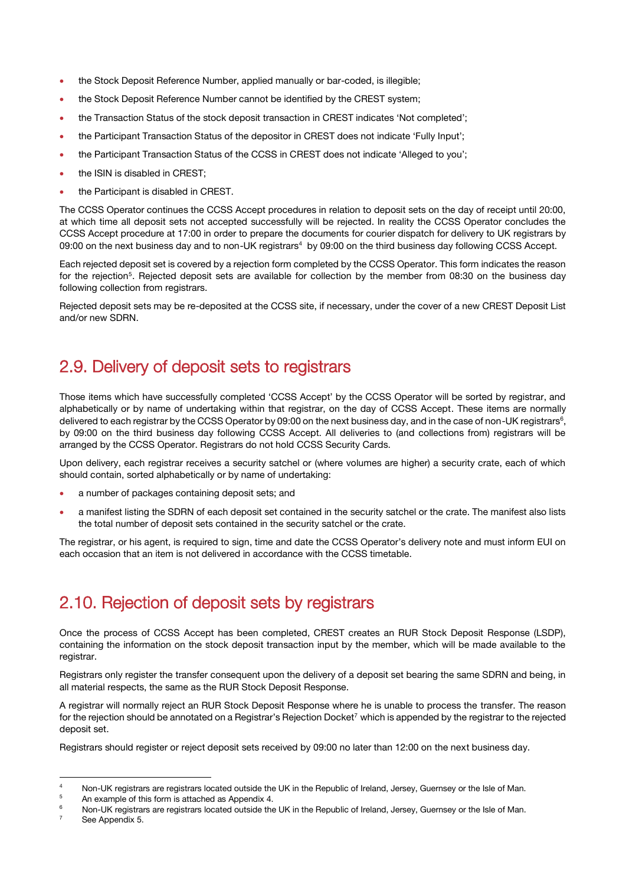- the Stock Deposit Reference Number, applied manually or bar-coded, is illegible;
- the Stock Deposit Reference Number cannot be identified by the CREST system;
- the Transaction Status of the stock deposit transaction in CREST indicates 'Not completed';
- the Participant Transaction Status of the depositor in CREST does not indicate 'Fully Input';
- the Participant Transaction Status of the CCSS in CREST does not indicate 'Alleged to you';
- the ISIN is disabled in CREST;
- the Participant is disabled in CREST.

The CCSS Operator continues the CCSS Accept procedures in relation to deposit sets on the day of receipt until 20:00, at which time all deposit sets not accepted successfully will be rejected. In reality the CCSS Operator concludes the CCSS Accept procedure at 17:00 in order to prepare the documents for courier dispatch for delivery to UK registrars by 09:00 on the next business day and to non-UK registrars[4] by 09:00 on the third business day following CCSS Accept.

Each rejected deposit set is covered by a rejection form completed by the CCSS Operator. This form indicates the reason for the rejection[5]. Rejected deposit sets are available for collection by the member from 08:30 on the business day following collection from registrars.

Rejected deposit sets may be re-deposited at the CCSS site, if necessary, under the cover of a new CREST Deposit List and/or new SDRN.

## 2.9. Delivery of deposit sets to registrars

Those items which have successfully completed 'CCSS Accept' by the CCSS Operator will be sorted by registrar, and alphabetically or by name of undertaking within that registrar, on the day of CCSS Accept. These items are normally delivered to each registrar by the CCSS Operator by 09:00 on the next business day, and in the case of non-UK registrars[6], by 09:00 on the third business day following CCSS Accept. All deliveries to (and collections from) registrars will be arranged by the CCSS Operator. Registrars do not hold CCSS Security Cards.

Upon delivery, each registrar receives a security satchel or (where volumes are higher) a security crate, each of which should contain, sorted alphabetically or by name of undertaking:

- a number of packages containing deposit sets; and
- a manifest listing the SDRN of each deposit set contained in the security satchel or the crate. The manifest also lists the total number of deposit sets contained in the security satchel or the crate.

The registrar, or his agent, is required to sign, time and date the CCSS Operator's delivery note and must inform EUI on each occasion that an item is not delivered in accordance with the CCSS timetable.

## 2.10. Rejection of deposit sets by registrars

Once the process of CCSS Accept has been completed, CREST creates an RUR Stock Deposit Response (LSDP), containing the information on the stock deposit transaction input by the member, which will be made available to the registrar.

Registrars only register the transfer consequent upon the delivery of a deposit set bearing the same SDRN and being, in all material respects, the same as the RUR Stock Deposit Response.

A registrar will normally reject an RUR Stock Deposit Response where he is unable to process the transfer. The reason for the rejection should be annotated on a Registrar's Rejection Docket[7] which is appended by the registrar to the rejected deposit set.

Registrars should register or reject deposit sets received by 09:00 no later than 12:00 on the next business day.

---

[4] Non-UK registrars are registrars located outside the UK in the Republic of Ireland, Jersey, Guernsey or the Isle of Man.

[5] An example of this form is attached as Appendix 4.

[6] Non-UK registrars are registrars located outside the UK in the Republic of Ireland, Jersey, Guernsey or the Isle of Man.

[7] See Appendix 5.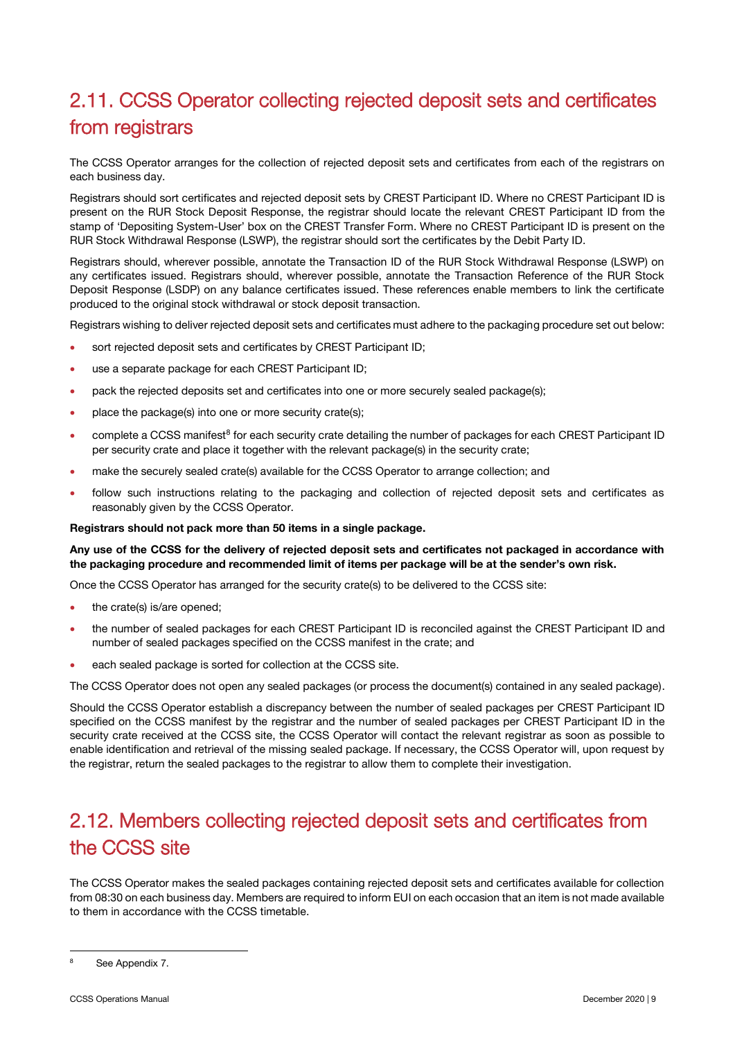## 2.11. CCSS Operator collecting rejected deposit sets and certificates from registrars

The CCSS Operator arranges for the collection of rejected deposit sets and certificates from each of the registrars on each business day.

Registrars should sort certificates and rejected deposit sets by CREST Participant ID. Where no CREST Participant ID is present on the RUR Stock Deposit Response, the registrar should locate the relevant CREST Participant ID from the stamp of 'Depositing System-User' box on the CREST Transfer Form. Where no CREST Participant ID is present on the RUR Stock Withdrawal Response (LSWP), the registrar should sort the certificates by the Debit Party ID.

Registrars should, wherever possible, annotate the Transaction ID of the RUR Stock Withdrawal Response (LSWP) on any certificates issued. Registrars should, wherever possible, annotate the Transaction Reference of the RUR Stock Deposit Response (LSDP) on any balance certificates issued. These references enable members to link the certificate produced to the original stock withdrawal or stock deposit transaction.

Registrars wishing to deliver rejected deposit sets and certificates must adhere to the packaging procedure set out below:

- sort rejected deposit sets and certificates by CREST Participant ID;
- use a separate package for each CREST Participant ID;
- pack the rejected deposits set and certificates into one or more securely sealed package(s);
- place the package(s) into one or more security crate(s);
- complete a CCSS manifest[8] for each security crate detailing the number of packages for each CREST Participant ID per security crate and place it together with the relevant package(s) in the security crate;
- make the securely sealed crate(s) available for the CCSS Operator to arrange collection; and
- follow such instructions relating to the packaging and collection of rejected deposit sets and certificates as reasonably given by the CCSS Operator.

**Registrars should not pack more than 50 items in a single package.**

**Any use of the CCSS for the delivery of rejected deposit sets and certificates not packaged in accordance with the packaging procedure and recommended limit of items per package will be at the sender's own risk.**

Once the CCSS Operator has arranged for the security crate(s) to be delivered to the CCSS site:

- the crate(s) is/are opened;
- the number of sealed packages for each CREST Participant ID is reconciled against the CREST Participant ID and number of sealed packages specified on the CCSS manifest in the crate; and
- each sealed package is sorted for collection at the CCSS site.

The CCSS Operator does not open any sealed packages (or process the document(s) contained in any sealed package).

Should the CCSS Operator establish a discrepancy between the number of sealed packages per CREST Participant ID specified on the CCSS manifest by the registrar and the number of sealed packages per CREST Participant ID in the security crate received at the CCSS site, the CCSS Operator will contact the relevant registrar as soon as possible to enable identification and retrieval of the missing sealed package. If necessary, the CCSS Operator will, upon request by the registrar, return the sealed packages to the registrar to allow them to complete their investigation.

## 2.12. Members collecting rejected deposit sets and certificates from the CCSS site

The CCSS Operator makes the sealed packages containing rejected deposit sets and certificates available for collection from 08:30 on each business day. Members are required to inform EUI on each occasion that an item is not made available to them in accordance with the CCSS timetable.

[8] See Appendix 7.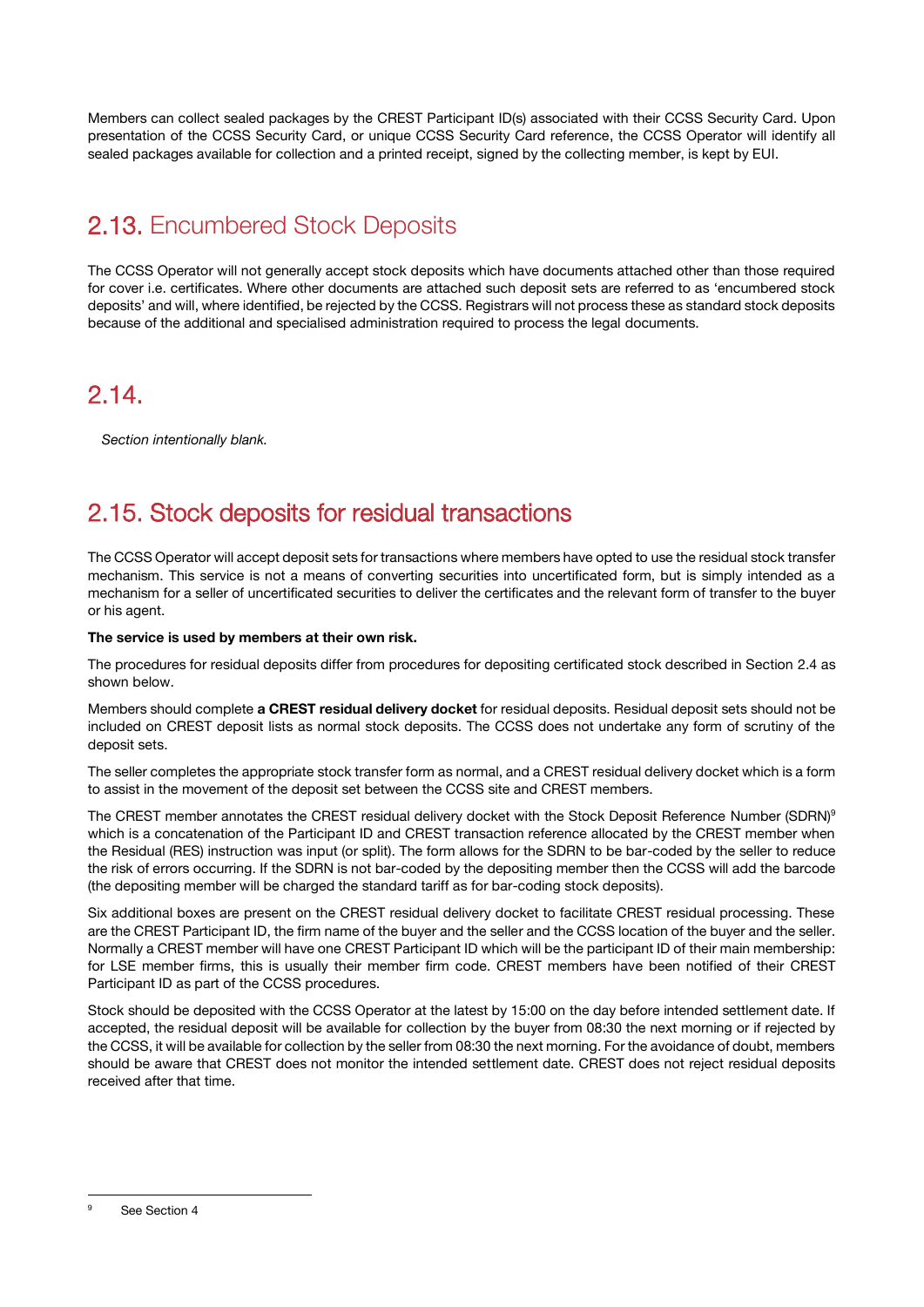Members can collect sealed packages by the CREST Participant ID(s) associated with their CCSS Security Card. Upon presentation of the CCSS Security Card, or unique CCSS Security Card reference, the CCSS Operator will identify all sealed packages available for collection and a printed receipt, signed by the collecting member, is kept by EUI.

## 2.13. Encumbered Stock Deposits

The CCSS Operator will not generally accept stock deposits which have documents attached other than those required for cover i.e. certificates. Where other documents are attached such deposit sets are referred to as 'encumbered stock deposits' and will, where identified, be rejected by the CCSS. Registrars will not process these as standard stock deposits because of the additional and specialised administration required to process the legal documents.

## 2.14.

*Section intentionally blank.*

## 2.15. Stock deposits for residual transactions

The CCSS Operator will accept deposit sets for transactions where members have opted to use the residual stock transfer mechanism. This service is not a means of converting securities into uncertificated form, but is simply intended as a mechanism for a seller of uncertificated securities to deliver the certificates and the relevant form of transfer to the buyer or his agent.

**The service is used by members at their own risk.**

The procedures for residual deposits differ from procedures for depositing certificated stock described in Section 2.4 as shown below.

Members should complete **a CREST residual delivery docket** for residual deposits. Residual deposit sets should not be included on CREST deposit lists as normal stock deposits. The CCSS does not undertake any form of scrutiny of the deposit sets.

The seller completes the appropriate stock transfer form as normal, and a CREST residual delivery docket which is a form to assist in the movement of the deposit set between the CCSS site and CREST members.

The CREST member annotates the CREST residual delivery docket with the Stock Deposit Reference Number (SDRN)[9] which is a concatenation of the Participant ID and CREST transaction reference allocated by the CREST member when the Residual (RES) instruction was input (or split). The form allows for the SDRN to be bar-coded by the seller to reduce the risk of errors occurring. If the SDRN is not bar-coded by the depositing member then the CCSS will add the barcode (the depositing member will be charged the standard tariff as for bar-coding stock deposits).

Six additional boxes are present on the CREST residual delivery docket to facilitate CREST residual processing. These are the CREST Participant ID, the firm name of the buyer and the seller and the CCSS location of the buyer and the seller. Normally a CREST member will have one CREST Participant ID which will be the participant ID of their main membership: for LSE member firms, this is usually their member firm code. CREST members have been notified of their CREST Participant ID as part of the CCSS procedures.

Stock should be deposited with the CCSS Operator at the latest by 15:00 on the day before intended settlement date. If accepted, the residual deposit will be available for collection by the buyer from 08:30 the next morning or if rejected by the CCSS, it will be available for collection by the seller from 08:30 the next morning. For the avoidance of doubt, members should be aware that CREST does not monitor the intended settlement date. CREST does not reject residual deposits received after that time.

[9] See Section 4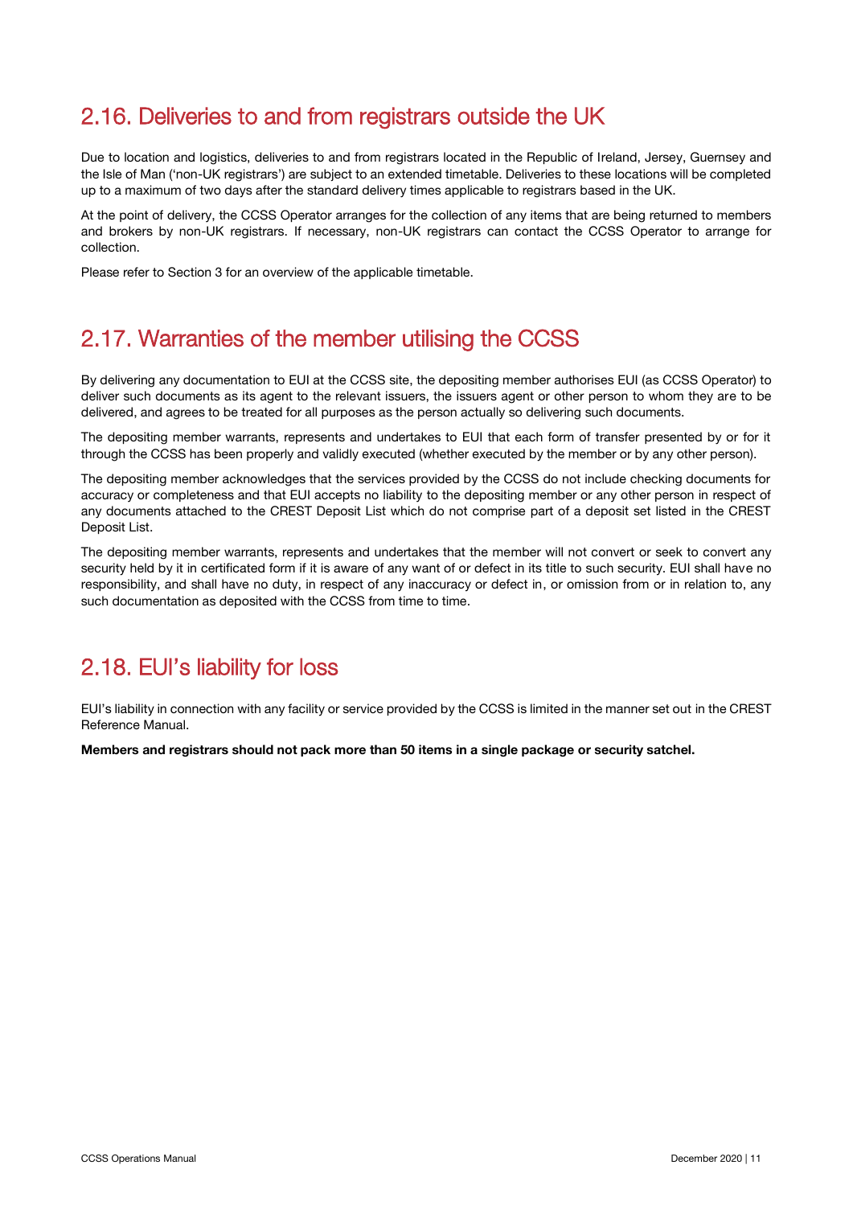## 2.16. Deliveries to and from registrars outside the UK

Due to location and logistics, deliveries to and from registrars located in the Republic of Ireland, Jersey, Guernsey and the Isle of Man ('non-UK registrars') are subject to an extended timetable. Deliveries to these locations will be completed up to a maximum of two days after the standard delivery times applicable to registrars based in the UK.

At the point of delivery, the CCSS Operator arranges for the collection of any items that are being returned to members and brokers by non-UK registrars. If necessary, non-UK registrars can contact the CCSS Operator to arrange for collection.

Please refer to Section 3 for an overview of the applicable timetable.

## 2.17. Warranties of the member utilising the CCSS

By delivering any documentation to EUI at the CCSS site, the depositing member authorises EUI (as CCSS Operator) to deliver such documents as its agent to the relevant issuers, the issuers agent or other person to whom they are to be delivered, and agrees to be treated for all purposes as the person actually so delivering such documents.

The depositing member warrants, represents and undertakes to EUI that each form of transfer presented by or for it through the CCSS has been properly and validly executed (whether executed by the member or by any other person).

The depositing member acknowledges that the services provided by the CCSS do not include checking documents for accuracy or completeness and that EUI accepts no liability to the depositing member or any other person in respect of any documents attached to the CREST Deposit List which do not comprise part of a deposit set listed in the CREST Deposit List.

The depositing member warrants, represents and undertakes that the member will not convert or seek to convert any security held by it in certificated form if it is aware of any want of or defect in its title to such security. EUI shall have no responsibility, and shall have no duty, in respect of any inaccuracy or defect in, or omission from or in relation to, any such documentation as deposited with the CCSS from time to time.

## 2.18. EUI's liability for loss

EUI's liability in connection with any facility or service provided by the CCSS is limited in the manner set out in the CREST Reference Manual.

**Members and registrars should not pack more than 50 items in a single package or security satchel.**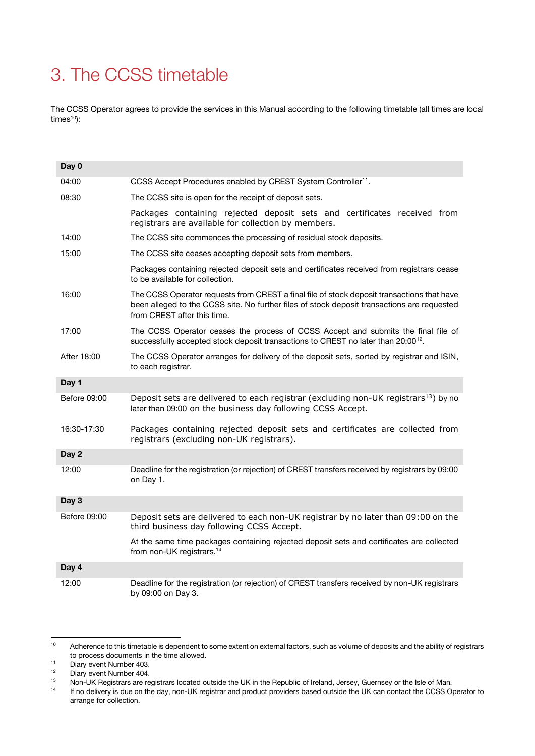# 3. The CCSS timetable

The CCSS Operator agrees to provide the services in this Manual according to the following timetable (all times are local times[10]):

| | |
|---|---|
| **Day 0** | |
| 04:00 | CCSS Accept Procedures enabled by CREST System Controller[11]. |
| 08:30 | The CCSS site is open for the receipt of deposit sets. |
| | Packages containing rejected deposit sets and certificates received from registrars are available for collection by members. |
| 14:00 | The CCSS site commences the processing of residual stock deposits. |
| 15:00 | The CCSS site ceases accepting deposit sets from members. |
| | Packages containing rejected deposit sets and certificates received from registrars cease to be available for collection. |
| 16:00 | The CCSS Operator requests from CREST a final file of stock deposit transactions that have been alleged to the CCSS site. No further files of stock deposit transactions are requested from CREST after this time. |
| 17:00 | The CCSS Operator ceases the process of CCSS Accept and submits the final file of successfully accepted stock deposit transactions to CREST no later than 20:00[12]. |
| After 18:00 | The CCSS Operator arranges for delivery of the deposit sets, sorted by registrar and ISIN, to each registrar. |
| **Day 1** | |
| Before 09:00 | Deposit sets are delivered to each registrar (excluding non-UK registrars[13]) by no later than 09:00 on the business day following CCSS Accept. |
| 16:30-17:30 | Packages containing rejected deposit sets and certificates are collected from registrars (excluding non-UK registrars). |
| **Day 2** | |
| 12:00 | Deadline for the registration (or rejection) of CREST transfers received by registrars by 09:00 on Day 1. |
| **Day 3** | |
| Before 09:00 | Deposit sets are delivered to each non-UK registrar by no later than 09:00 on the third business day following CCSS Accept. |
| | At the same time packages containing rejected deposit sets and certificates are collected from non-UK registrars.[14] |
| **Day 4** | |
| 12:00 | Deadline for the registration (or rejection) of CREST transfers received by non-UK registrars by 09:00 on Day 3. |

---

[10] Adherence to this timetable is dependent to some extent on external factors, such as volume of deposits and the ability of registrars to process documents in the time allowed.

[11] Diary event Number 403.

[12] Diary event Number 404.

[13] Non-UK Registrars are registrars located outside the UK in the Republic of Ireland, Jersey, Guernsey or the Isle of Man.

[14] If no delivery is due on the day, non-UK registrar and product providers based outside the UK can contact the CCSS Operator to arrange for collection.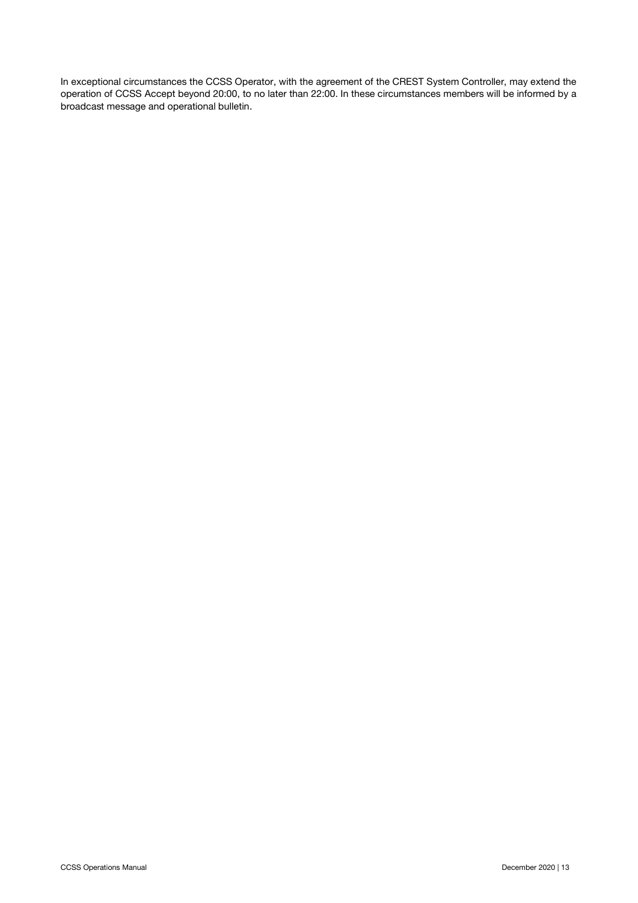In exceptional circumstances the CCSS Operator, with the agreement of the CREST System Controller, may extend the operation of CCSS Accept beyond 20:00, to no later than 22:00. In these circumstances members will be informed by a broadcast message and operational bulletin.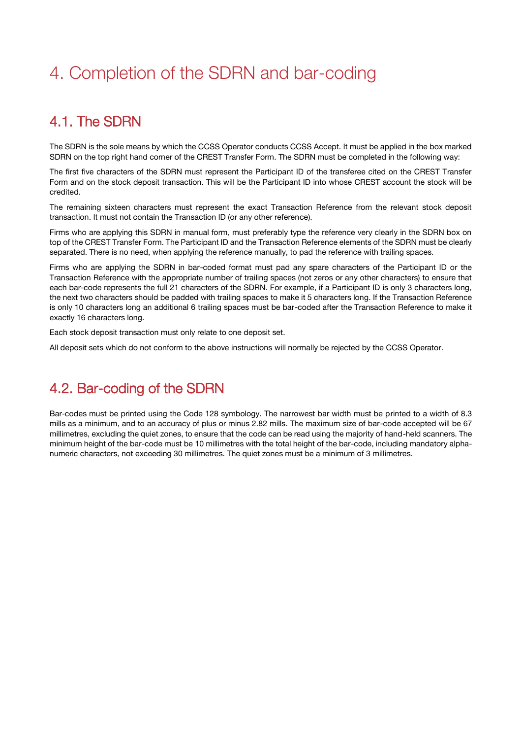# 4. Completion of the SDRN and bar-coding

## 4.1. The SDRN

The SDRN is the sole means by which the CCSS Operator conducts CCSS Accept. It must be applied in the box marked SDRN on the top right hand corner of the CREST Transfer Form. The SDRN must be completed in the following way:

The first five characters of the SDRN must represent the Participant ID of the transferee cited on the CREST Transfer Form and on the stock deposit transaction. This will be the Participant ID into whose CREST account the stock will be credited.

The remaining sixteen characters must represent the exact Transaction Reference from the relevant stock deposit transaction. It must not contain the Transaction ID (or any other reference).

Firms who are applying this SDRN in manual form, must preferably type the reference very clearly in the SDRN box on top of the CREST Transfer Form. The Participant ID and the Transaction Reference elements of the SDRN must be clearly separated. There is no need, when applying the reference manually, to pad the reference with trailing spaces.

Firms who are applying the SDRN in bar-coded format must pad any spare characters of the Participant ID or the Transaction Reference with the appropriate number of trailing spaces (not zeros or any other characters) to ensure that each bar-code represents the full 21 characters of the SDRN. For example, if a Participant ID is only 3 characters long, the next two characters should be padded with trailing spaces to make it 5 characters long. If the Transaction Reference is only 10 characters long an additional 6 trailing spaces must be bar-coded after the Transaction Reference to make it exactly 16 characters long.

Each stock deposit transaction must only relate to one deposit set.

All deposit sets which do not conform to the above instructions will normally be rejected by the CCSS Operator.

## 4.2. Bar-coding of the SDRN

Bar-codes must be printed using the Code 128 symbology. The narrowest bar width must be printed to a width of 8.3 mills as a minimum, and to an accuracy of plus or minus 2.82 mills. The maximum size of bar-code accepted will be 67 millimetres, excluding the quiet zones, to ensure that the code can be read using the majority of hand-held scanners. The minimum height of the bar-code must be 10 millimetres with the total height of the bar-code, including mandatory alpha-numeric characters, not exceeding 30 millimetres. The quiet zones must be a minimum of 3 millimetres.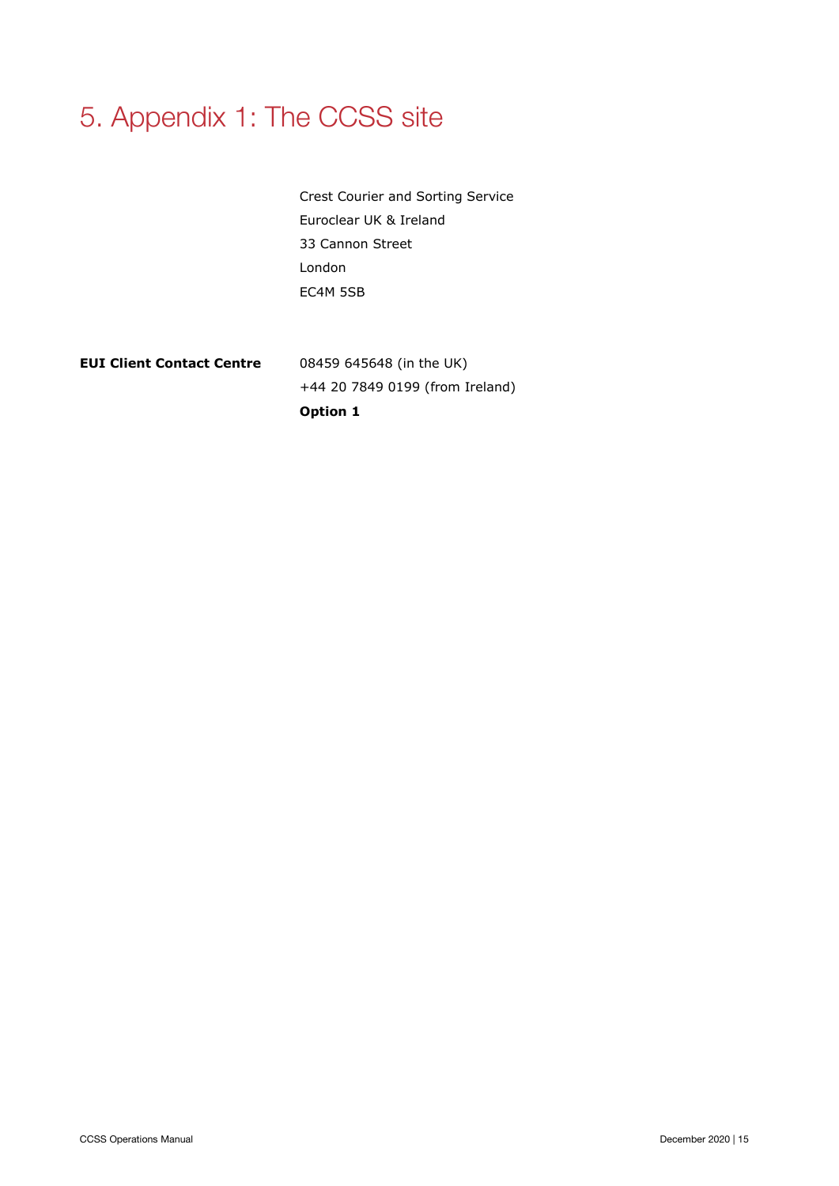# 5. Appendix 1: The CCSS site

Crest Courier and Sorting Service
Euroclear UK & Ireland
33 Cannon Street
London
EC4M 5SB

**EUI Client Contact Centre**

08459 645648 (in the UK)
+44 20 7849 0199 (from Ireland)
**Option 1**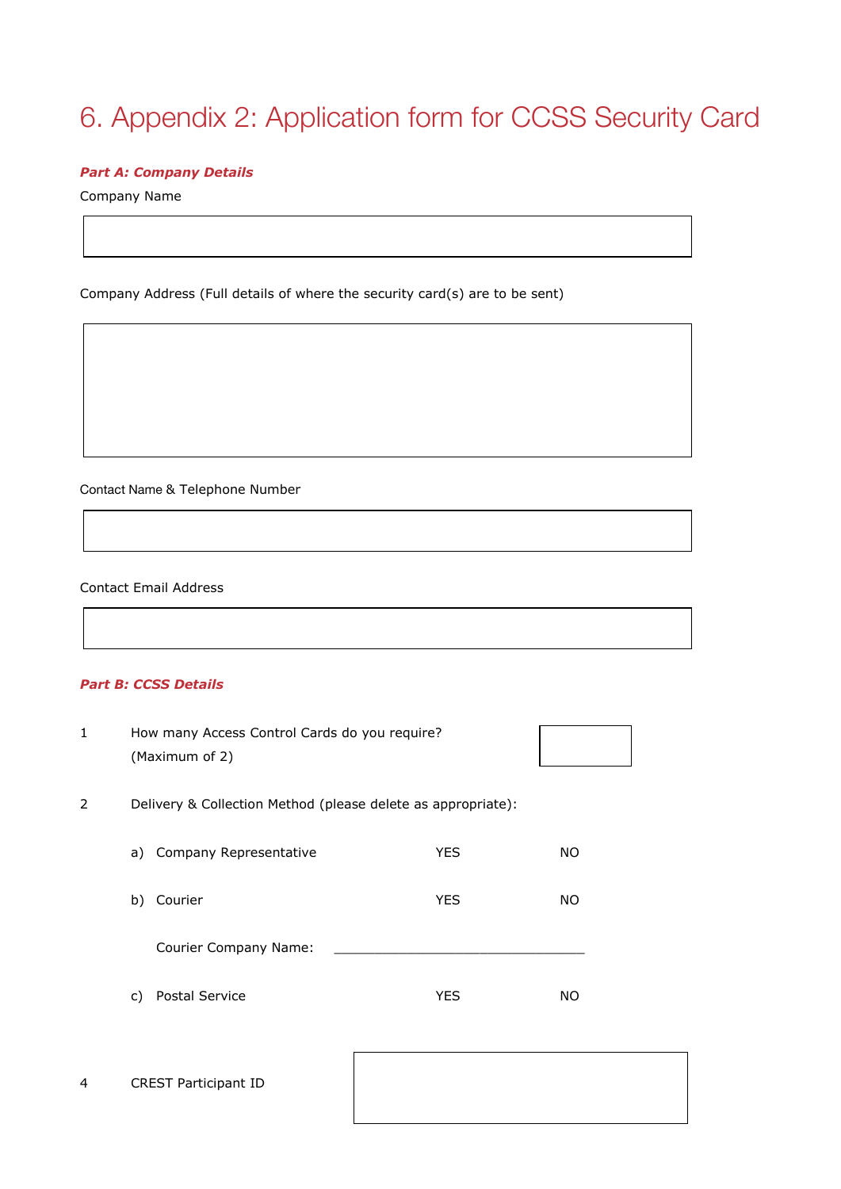# 6. Appendix 2: Application form for CCSS Security Card

***Part A: Company Details***

Company Name

Company Address (Full details of where the security card(s) are to be sent)

Contact Name & Telephone Number

Contact Email Address

***Part B: CCSS Details***

1 How many Access Control Cards do you require? (Maximum of 2)

2 Delivery & Collection Method (please delete as appropriate):

a) Company Representative YES NO

b) Courier YES NO

Courier Company Name: ________________________________

c) Postal Service YES NO

4 CREST Participant ID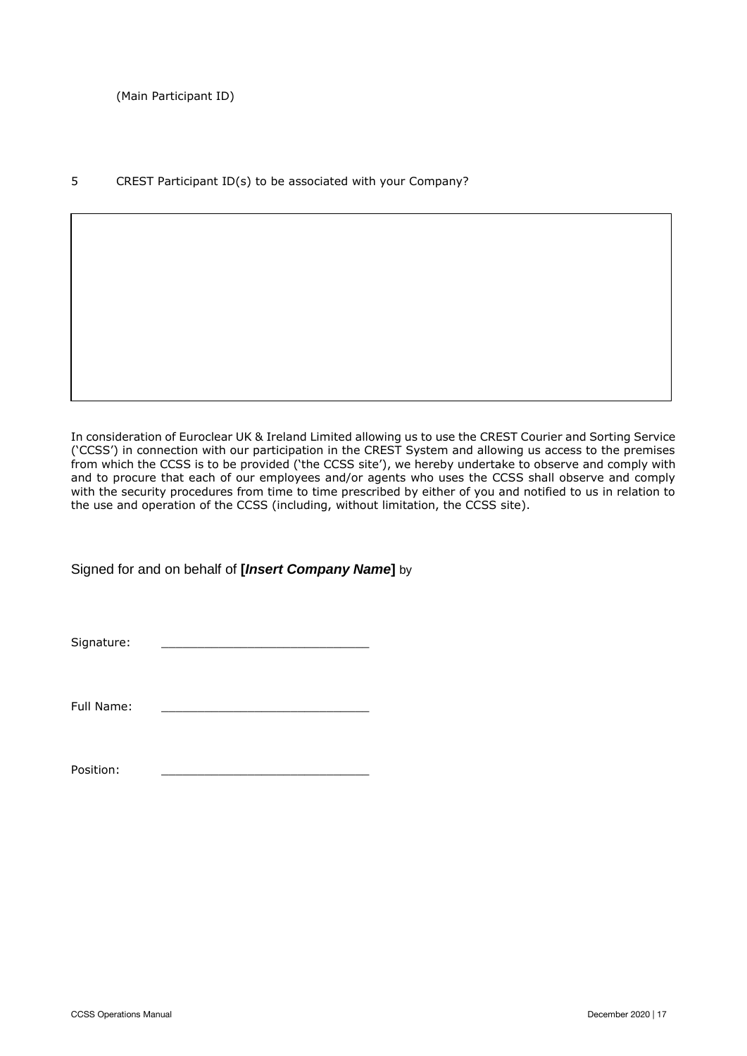(Main Participant ID)

5 CREST Participant ID(s) to be associated with your Company?

| |
|---|
| |

In consideration of Euroclear UK & Ireland Limited allowing us to use the CREST Courier and Sorting Service ('CCSS') in connection with our participation in the CREST System and allowing us access to the premises from which the CCSS is to be provided ('the CCSS site'), we hereby undertake to observe and comply with and to procure that each of our employees and/or agents who uses the CCSS shall observe and comply with the security procedures from time to time prescribed by either of you and notified to us in relation to the use and operation of the CCSS (including, without limitation, the CCSS site).

Signed for and on behalf of **[*Insert Company Name*]** by

Signature: \_\_\_\_\_\_\_\_\_\_\_\_\_\_\_\_\_\_\_\_\_\_\_\_\_\_\_\_\_\_

Full Name: \_\_\_\_\_\_\_\_\_\_\_\_\_\_\_\_\_\_\_\_\_\_\_\_\_\_\_\_\_\_

Position: \_\_\_\_\_\_\_\_\_\_\_\_\_\_\_\_\_\_\_\_\_\_\_\_\_\_\_\_\_\_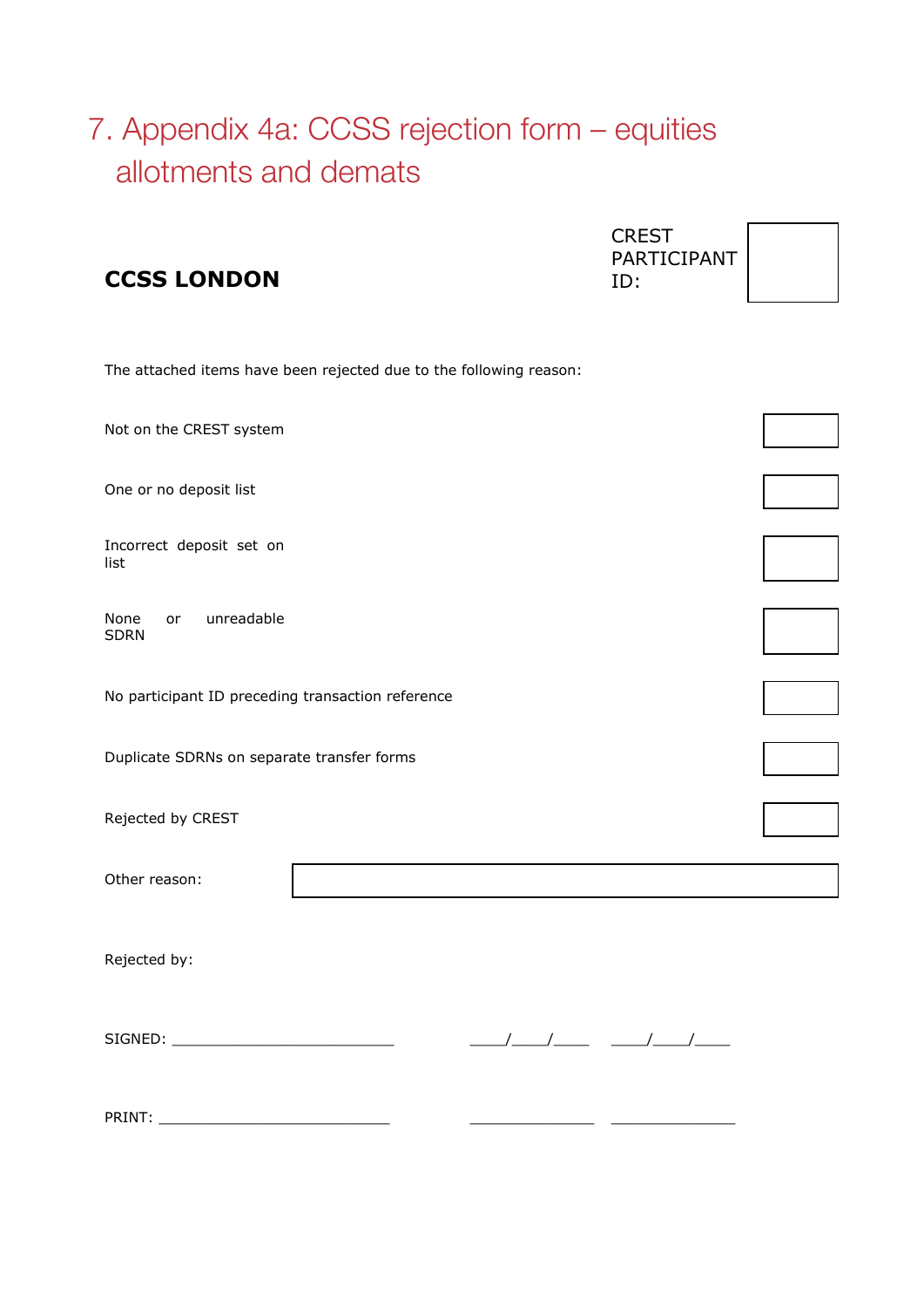# 7. Appendix 4a: CCSS rejection form – equities allotments and demats

**CCSS LONDON**

CREST PARTICIPANT ID:

The attached items have been rejected due to the following reason:

Not on the CREST system

One or no deposit list

Incorrect deposit set on list

None or unreadable SDRN

No participant ID preceding transaction reference

Duplicate SDRNs on separate transfer forms

Rejected by CREST

Other reason:

Rejected by:

SIGNED: \_\_\_\_\_\_\_\_\_\_\_\_\_\_\_\_\_\_\_\_\_\_\_\_\_\_ \_\_\_\_/\_\_\_\_/\_\_\_\_ \_\_\_\_/\_\_\_\_/\_\_\_\_

PRINT: \_\_\_\_\_\_\_\_\_\_\_\_\_\_\_\_\_\_\_\_\_\_\_\_\_\_\_ \_\_\_\_\_\_\_\_\_\_\_\_\_\_\_ \_\_\_\_\_\_\_\_\_\_\_\_\_\_\_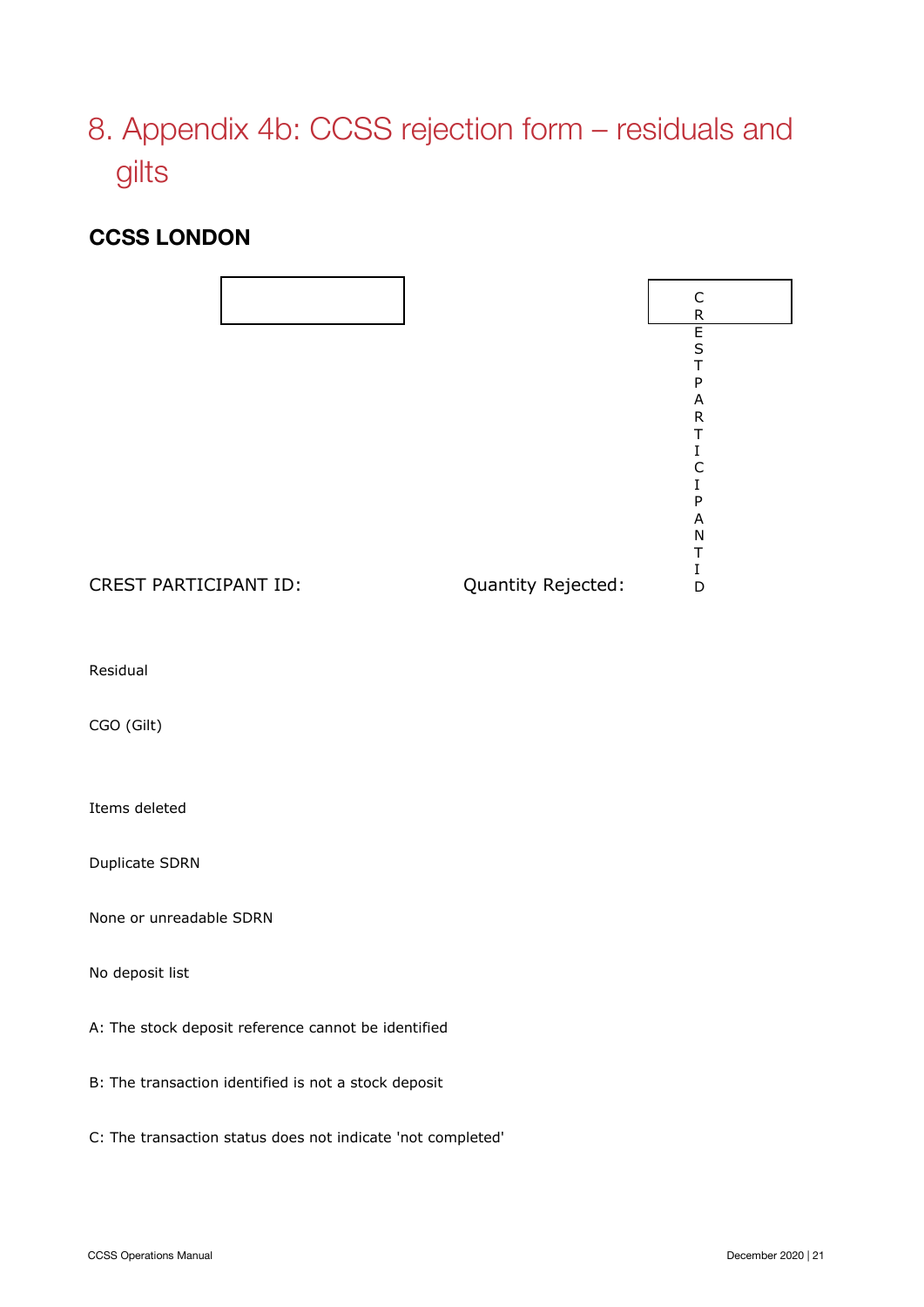# 8. Appendix 4b: CCSS rejection form – residuals and gilts

**CCSS LONDON**

CREST PARTICIPANT ID

CREST PARTICIPANT ID: Quantity Rejected:

Residual

CGO (Gilt)

Items deleted

Duplicate SDRN

None or unreadable SDRN

No deposit list

A: The stock deposit reference cannot be identified

B: The transaction identified is not a stock deposit

C: The transaction status does not indicate 'not completed'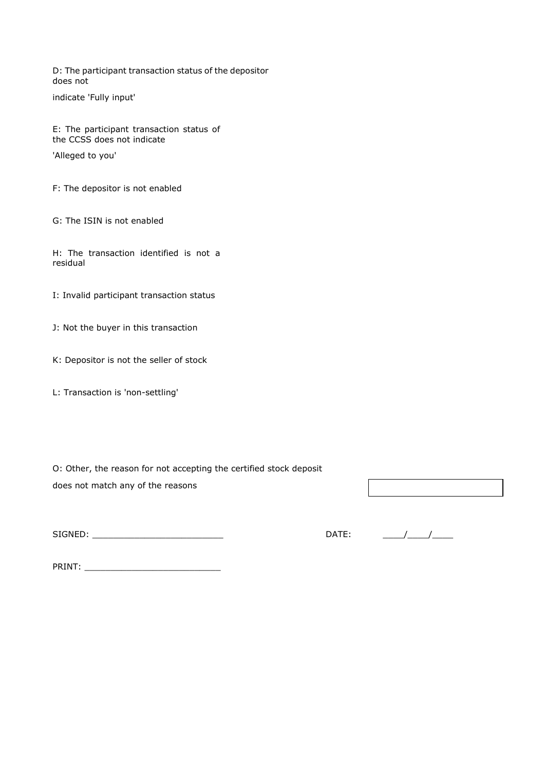D: The participant transaction status of the depositor does not indicate 'Fully input'

E: The participant transaction status of the CCSS does not indicate 'Alleged to you'

F: The depositor is not enabled

G: The ISIN is not enabled

H: The transaction identified is not a residual

I: Invalid participant transaction status

J: Not the buyer in this transaction

K: Depositor is not the seller of stock

L: Transaction is 'non-settling'

O: Other, the reason for not accepting the certified stock deposit does not match any of the reasons

SIGNED: ________________________ DATE: ____/____/____

PRINT: ________________________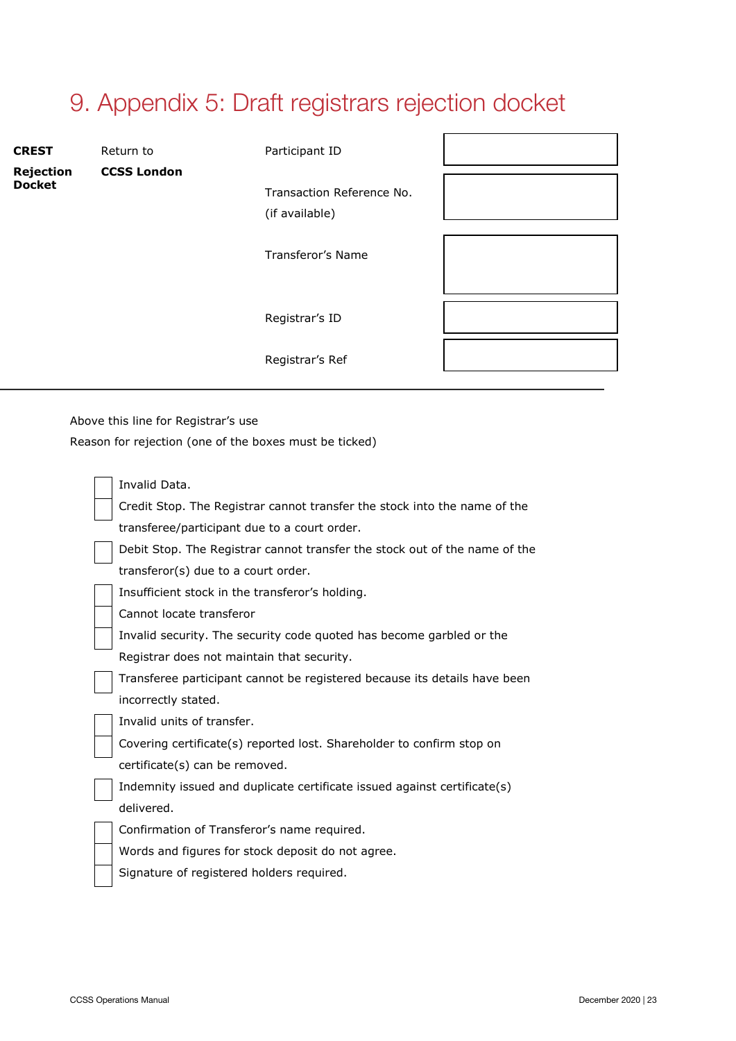# 9. Appendix 5: Draft registrars rejection docket

| | | | |
|---|---|---|---|
| **CREST Rejection Docket** | Return to **CCSS London** | Participant ID | |
| | | Transaction Reference No. (if available) | |
| | | Transferor's Name | |
| | | Registrar's ID | |
| | | Registrar's Ref | |

---

Above this line for Registrar's use

Reason for rejection (one of the boxes must be ticked)

- [ ] Invalid Data.
- [ ] Credit Stop. The Registrar cannot transfer the stock into the name of the transferee/participant due to a court order.
- [ ] Debit Stop. The Registrar cannot transfer the stock out of the name of the transferor(s) due to a court order.
- [ ] Insufficient stock in the transferor's holding.
- [ ] Cannot locate transferor
- [ ] Invalid security. The security code quoted has become garbled or the Registrar does not maintain that security.
- [ ] Transferee participant cannot be registered because its details have been incorrectly stated.
- [ ] Invalid units of transfer.
- [ ] Covering certificate(s) reported lost. Shareholder to confirm stop on certificate(s) can be removed.
- [ ] Indemnity issued and duplicate certificate issued against certificate(s) delivered.
- [ ] Confirmation of Transferor's name required.
- [ ] Words and figures for stock deposit do not agree.
- [ ] Signature of registered holders required.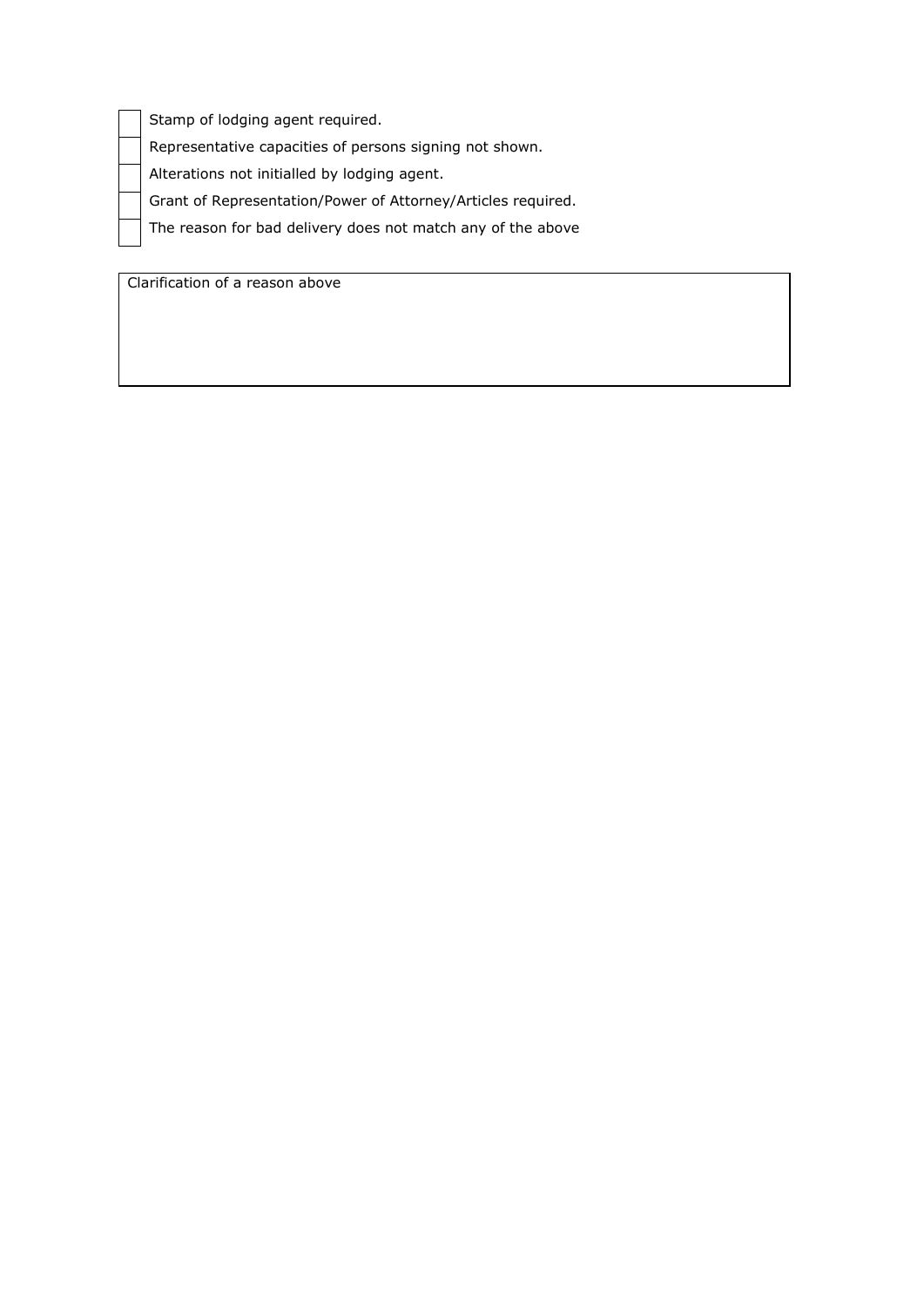- [ ] Stamp of lodging agent required.
- [ ] Representative capacities of persons signing not shown.
- [ ] Alterations not initialled by lodging agent.
- [ ] Grant of Representation/Power of Attorney/Articles required.
- [ ] The reason for bad delivery does not match any of the above

| Clarification of a reason above |
|---|
| |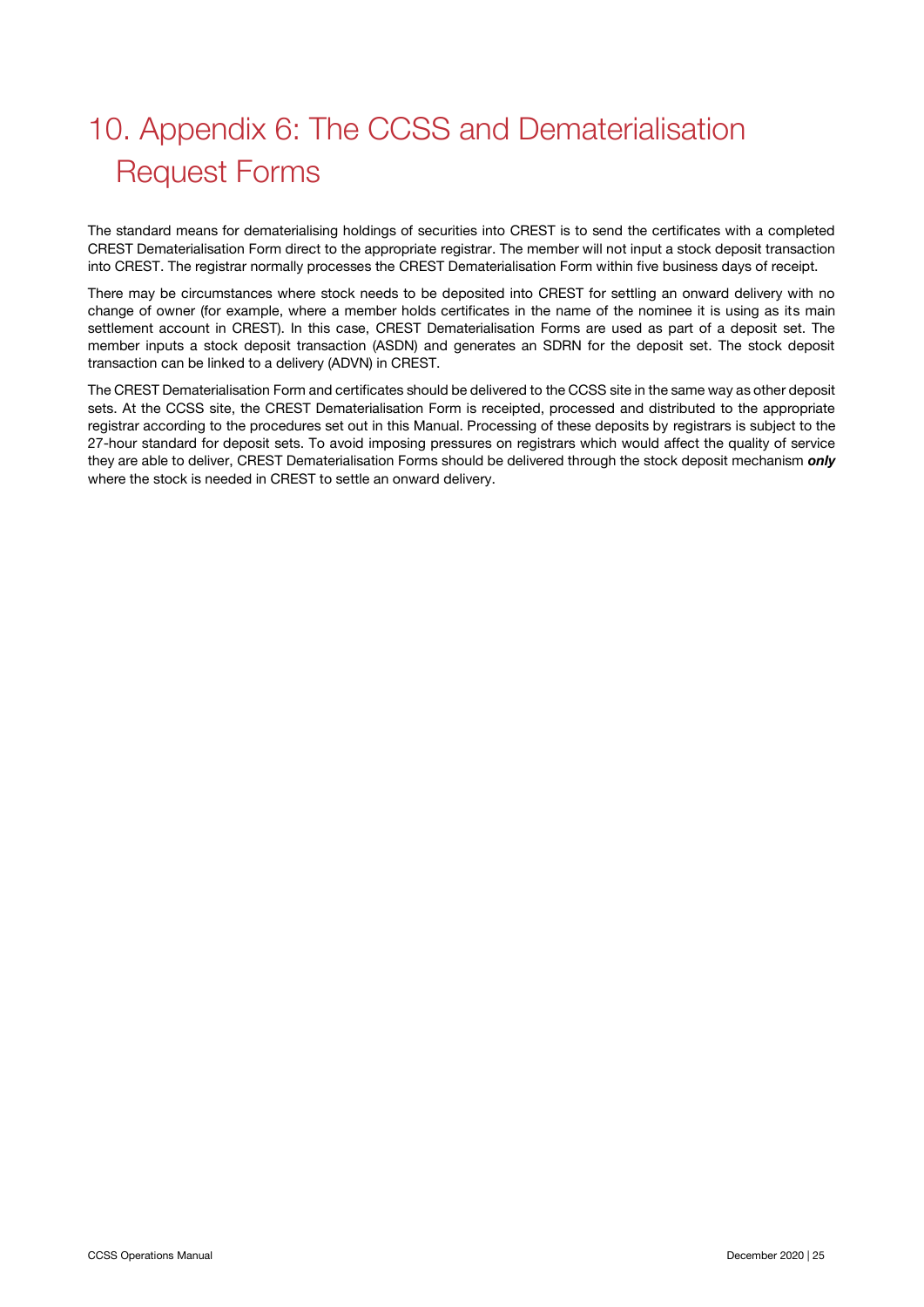# 10. Appendix 6: The CCSS and Dematerialisation Request Forms

The standard means for dematerialising holdings of securities into CREST is to send the certificates with a completed CREST Dematerialisation Form direct to the appropriate registrar. The member will not input a stock deposit transaction into CREST. The registrar normally processes the CREST Dematerialisation Form within five business days of receipt.

There may be circumstances where stock needs to be deposited into CREST for settling an onward delivery with no change of owner (for example, where a member holds certificates in the name of the nominee it is using as its main settlement account in CREST). In this case, CREST Dematerialisation Forms are used as part of a deposit set. The member inputs a stock deposit transaction (ASDN) and generates an SDRN for the deposit set. The stock deposit transaction can be linked to a delivery (ADVN) in CREST.

The CREST Dematerialisation Form and certificates should be delivered to the CCSS site in the same way as other deposit sets. At the CCSS site, the CREST Dematerialisation Form is receipted, processed and distributed to the appropriate registrar according to the procedures set out in this Manual. Processing of these deposits by registrars is subject to the 27-hour standard for deposit sets. To avoid imposing pressures on registrars which would affect the quality of service they are able to deliver, CREST Dematerialisation Forms should be delivered through the stock deposit mechanism ***only*** where the stock is needed in CREST to settle an onward delivery.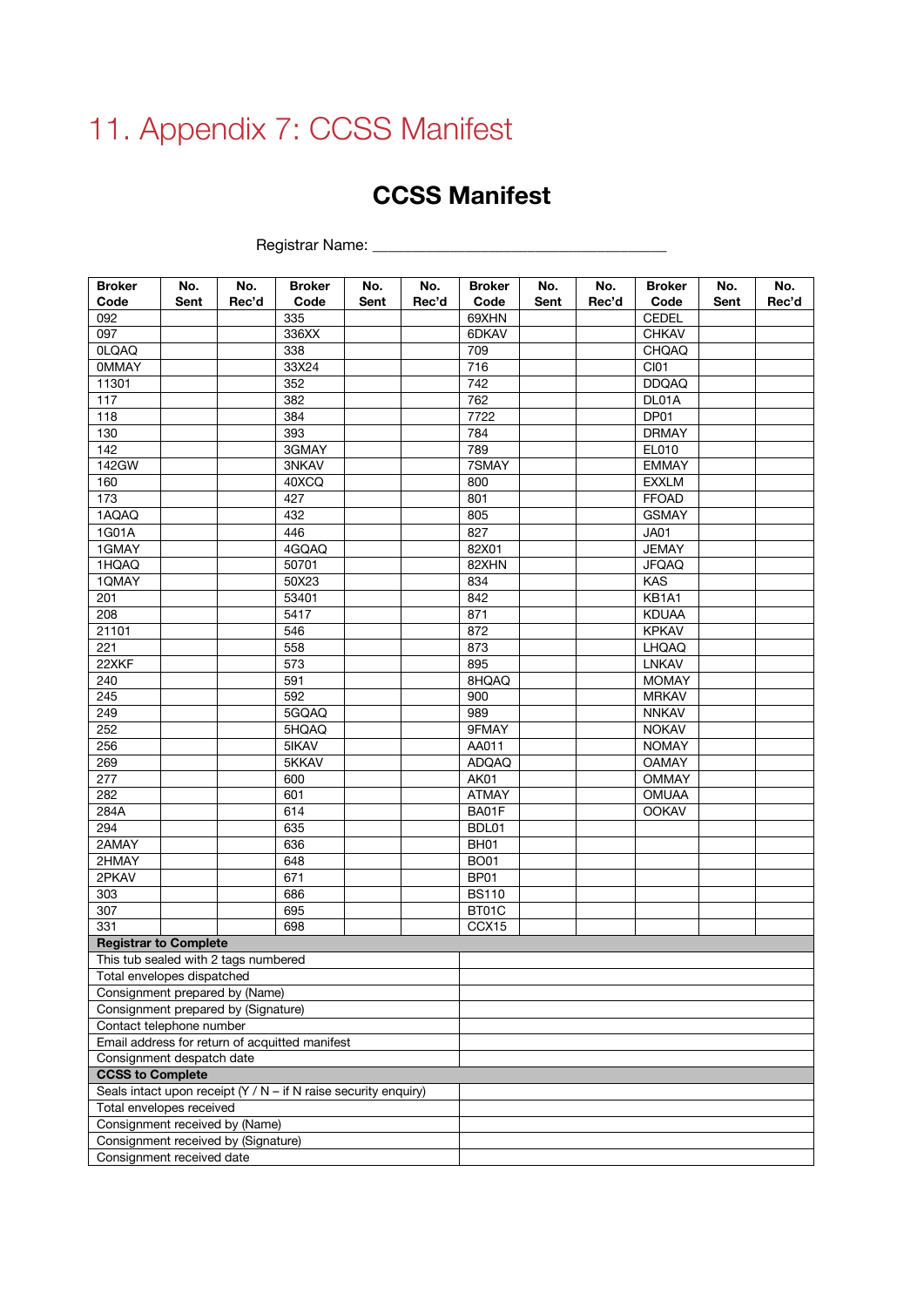# 11. Appendix 7: CCSS Manifest

## CCSS Manifest

Registrar Name: ___________________________________

| Broker Code | No. Sent | No. Rec'd | Broker Code | No. Sent | No. Rec'd | Broker Code | No. Sent | No. Rec'd | Broker Code | No. Sent | No. Rec'd |
|---|---|---|---|---|---|---|---|---|---|---|---|
| 092 | | | 335 | | | 69XHN | | | CEDEL | | |
| 097 | | | 336XX | | | 6DKAV | | | CHKAV | | |
| 0LQAQ | | | 338 | | | 709 | | | CHQAQ | | |
| 0MMAY | | | 33X24 | | | 716 | | | CI01 | | |
| 11301 | | | 352 | | | 742 | | | DDQAQ | | |
| 117 | | | 382 | | | 762 | | | DL01A | | |
| 118 | | | 384 | | | 7722 | | | DP01 | | |
| 130 | | | 393 | | | 784 | | | DRMAY | | |
| 142 | | | 3GMAY | | | 789 | | | EL010 | | |
| 142GW | | | 3NKAV | | | 7SMAY | | | EMMAY | | |
| 160 | | | 40XCQ | | | 800 | | | EXXLM | | |
| 173 | | | 427 | | | 801 | | | FFOAD | | |
| 1AQAQ | | | 432 | | | 805 | | | GSMAY | | |
| 1G01A | | | 446 | | | 827 | | | JA01 | | |
| 1GMAY | | | 4GQAQ | | | 82X01 | | | JEMAY | | |
| 1HQAQ | | | 50701 | | | 82XHN | | | JFQAQ | | |
| 1QMAY | | | 50X23 | | | 834 | | | KAS | | |
| 201 | | | 53401 | | | 842 | | | KB1A1 | | |
| 208 | | | 5417 | | | 871 | | | KDUAA | | |
| 21101 | | | 546 | | | 872 | | | KPKAV | | |
| 221 | | | 558 | | | 873 | | | LHQAQ | | |
| 22XKF | | | 573 | | | 895 | | | LNKAV | | |
| 240 | | | 591 | | | 8HQAQ | | | MOMAY | | |
| 245 | | | 592 | | | 900 | | | MRKAV | | |
| 249 | | | 5GQAQ | | | 989 | | | NNKAV | | |
| 252 | | | 5HQAQ | | | 9FMAY | | | NOKAV | | |
| 256 | | | 5IKAV | | | AA011 | | | NOMAY | | |
| 269 | | | 5KKAV | | | ADQAQ | | | OAMAY | | |
| 277 | | | 600 | | | AK01 | | | OMMAY | | |
| 282 | | | 601 | | | ATMAY | | | OMUAA | | |
| 284A | | | 614 | | | BA01F | | | OOKAV | | |
| 294 | | | 635 | | | BDL01 | | | | | |
| 2AMAY | | | 636 | | | BH01 | | | | | |
| 2HMAY | | | 648 | | | BO01 | | | | | |
| 2PKAV | | | 671 | | | BP01 | | | | | |
| 303 | | | 686 | | | BS110 | | | | | |
| 307 | | | 695 | | | BT01C | | | | | |
| 331 | | | 698 | | | CCX15 | | | | | |

| **Registrar to Complete** | |
|---|---|
| This tub sealed with 2 tags numbered | |
| Total envelopes dispatched | |
| Consignment prepared by (Name) | |
| Consignment prepared by (Signature) | |
| Contact telephone number | |
| Email address for return of acquitted manifest | |
| Consignment despatch date | |
| **CCSS to Complete** | |
| Seals intact upon receipt (Y / N – if N raise security enquiry) | |
| Total envelopes received | |
| Consignment received by (Name) | |
| Consignment received by (Signature) | |
| Consignment received date | |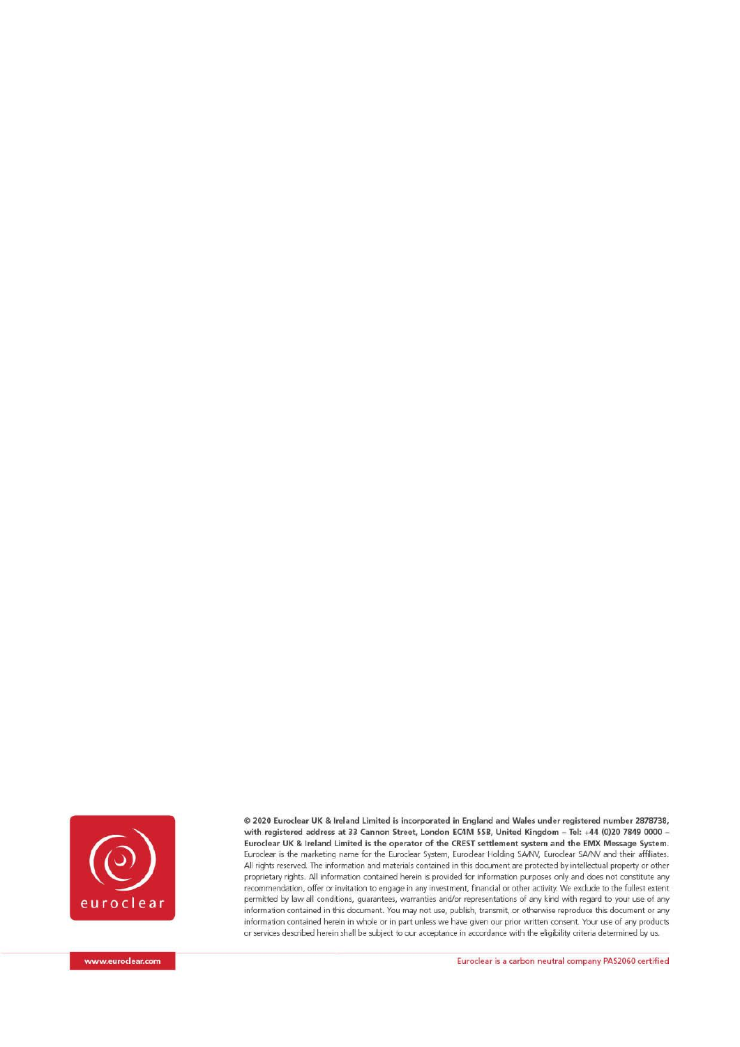euroclear

**© 2020 Euroclear UK & Ireland Limited is incorporated in England and Wales under registered number 2878738, with registered address at 33 Cannon Street, London EC4M 5SB, United Kingdom – Tel: +44 (0)20 7849 0000 – Euroclear UK & Ireland Limited is the operator of the CREST settlement system and the EMX Message System.** Euroclear is the marketing name for the Euroclear System, Euroclear Holding SA/NV, Euroclear SA/NV and their affiliates. All rights reserved. The information and materials contained in this document are protected by intellectual property or other proprietary rights. All information contained herein is provided for information purposes only and does not constitute any recommendation, offer or invitation to engage in any investment, financial or other activity. We exclude to the fullest extent permitted by law all conditions, guarantees, warranties and/or representations of any kind with regard to your use of any information contained in this document. You may not use, publish, transmit, or otherwise reproduce this document or any information contained herein in whole or in part unless we have given our prior written consent. Your use of any products or services described herein shall be subject to our acceptance in accordance with the eligibility criteria determined by us.

www.euroclear.com

Euroclear is a carbon neutral company PAS2060 certified